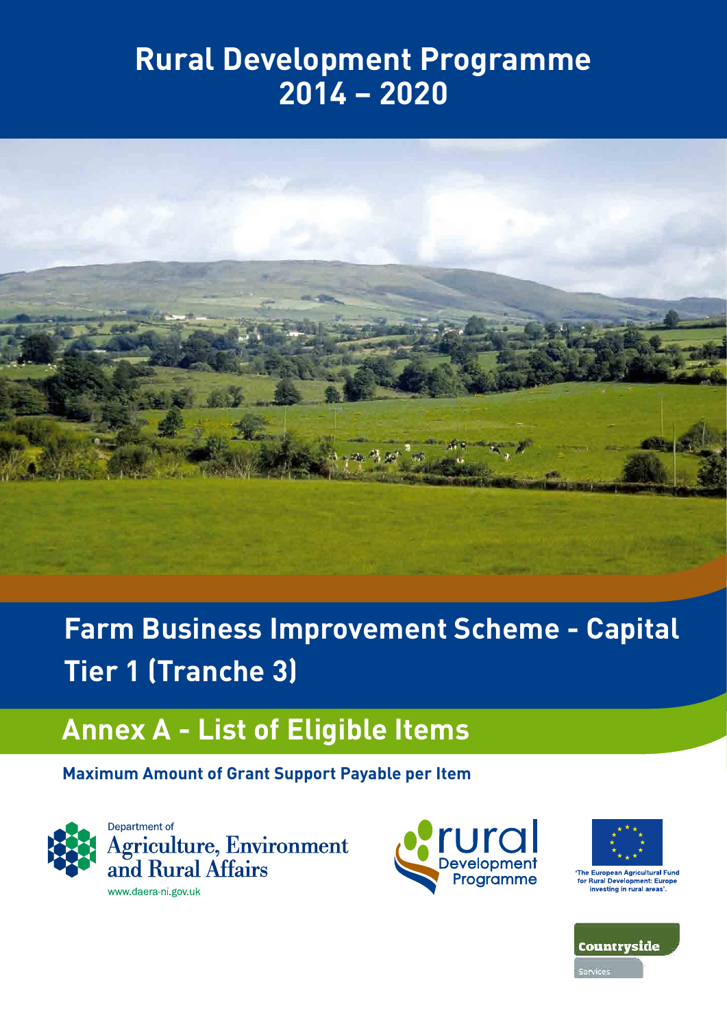# Rural Development Programme 2014 – 2020

## Farm Business Improvement Scheme - Capital Tier 1 (Tranche 3)

## Annex A - List of Eligible Items

**Maximum Amount of Grant Support Payable per Item**

Department of Agriculture, Environment and Rural Affairs
www.daera-ni.gov.uk

rural Development Programme

'The European Agricultural Fund for Rural Development: Europe investing in rural areas'.

Countryside Services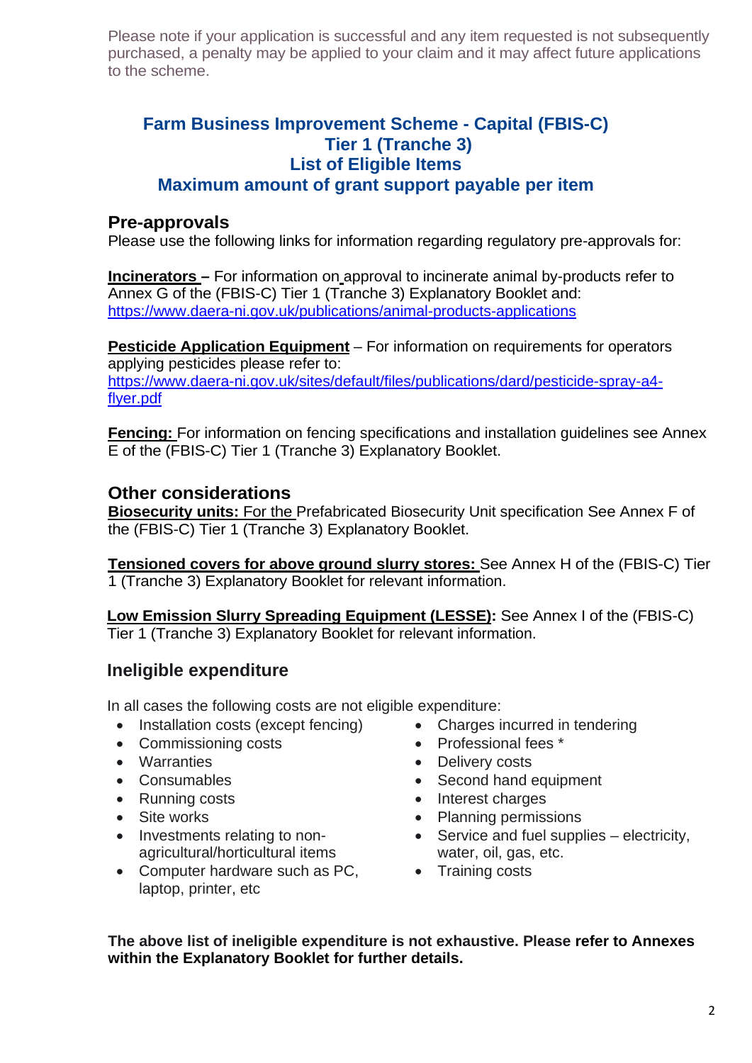Please note if your application is successful and any item requested is not subsequently purchased, a penalty may be applied to your claim and it may affect future applications to the scheme.

# Farm Business Improvement Scheme - Capital (FBIS-C)
# Tier 1 (Tranche 3)
# List of Eligible Items
# Maximum amount of grant support payable per item

## Pre-approvals

Please use the following links for information regarding regulatory pre-approvals for:

**Incinerators –** For information on approval to incinerate animal by-products refer to Annex G of the (FBIS-C) Tier 1 (Tranche 3) Explanatory Booklet and: https://www.daera-ni.gov.uk/publications/animal-products-applications

**Pesticide Application Equipment** – For information on requirements for operators applying pesticides please refer to: https://www.daera-ni.gov.uk/sites/default/files/publications/dard/pesticide-spray-a4-flyer.pdf

**Fencing:** For information on fencing specifications and installation guidelines see Annex E of the (FBIS-C) Tier 1 (Tranche 3) Explanatory Booklet.

## Other considerations

**Biosecurity units:** For the Prefabricated Biosecurity Unit specification See Annex F of the (FBIS-C) Tier 1 (Tranche 3) Explanatory Booklet.

**Tensioned covers for above ground slurry stores:** See Annex H of the (FBIS-C) Tier 1 (Tranche 3) Explanatory Booklet for relevant information.

**Low Emission Slurry Spreading Equipment (LESSE):** See Annex I of the (FBIS-C) Tier 1 (Tranche 3) Explanatory Booklet for relevant information.

## Ineligible expenditure

In all cases the following costs are not eligible expenditure:

- Installation costs (except fencing)
- Commissioning costs
- Warranties
- Consumables
- Running costs
- Site works
- Investments relating to non-agricultural/horticultural items
- Computer hardware such as PC, laptop, printer, etc
- Charges incurred in tendering
- Professional fees *
- Delivery costs
- Second hand equipment
- Interest charges
- Planning permissions
- Service and fuel supplies – electricity, water, oil, gas, etc.
- Training costs

**The above list of ineligible expenditure is not exhaustive. Please refer to Annexes within the Explanatory Booklet for further details.**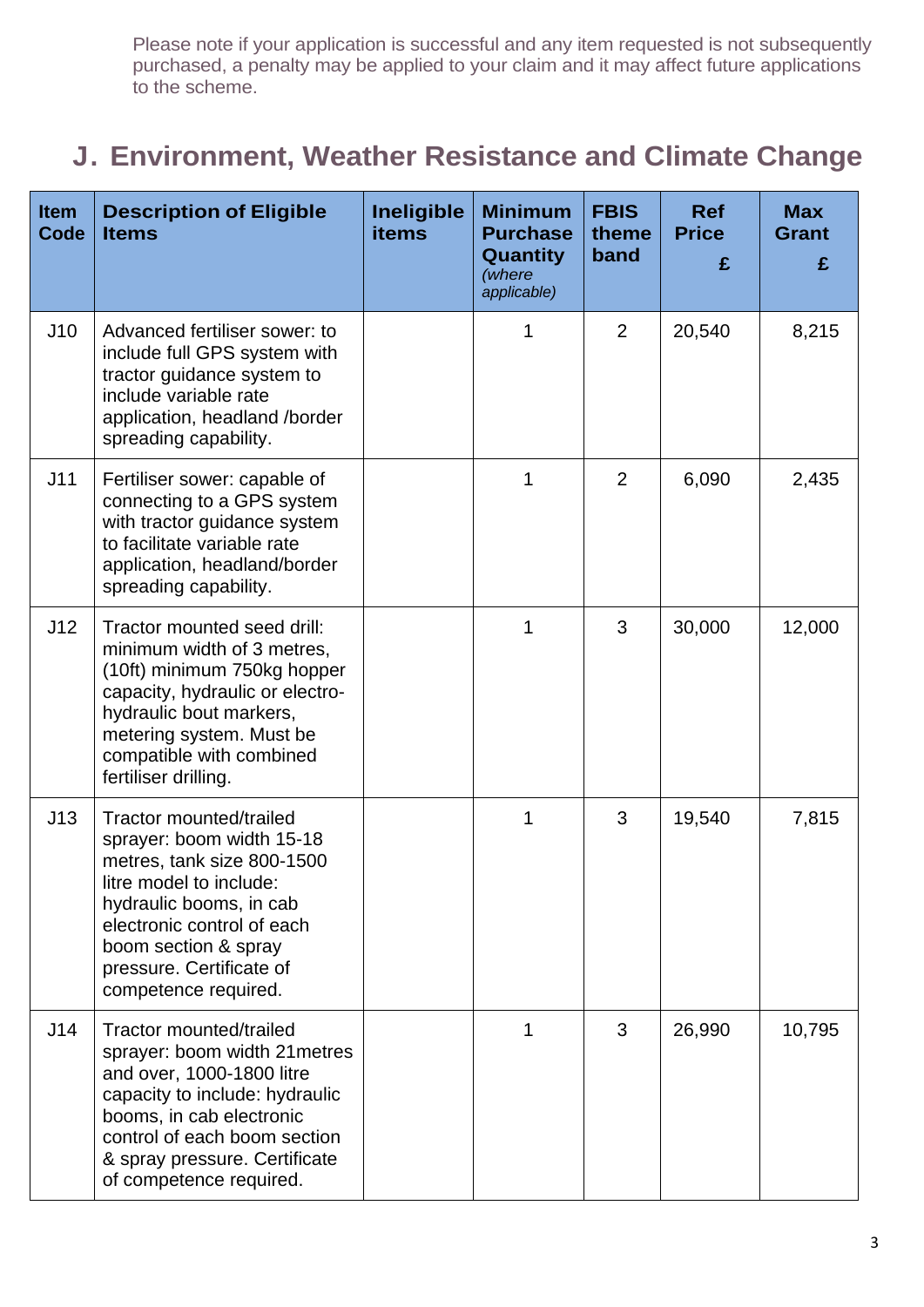Please note if your application is successful and any item requested is not subsequently purchased, a penalty may be applied to your claim and it may affect future applications to the scheme.

## J. Environment, Weather Resistance and Climate Change

| Item Code | Description of Eligible Items | Ineligible items | Minimum Purchase Quantity *(where applicable)* | FBIS theme band | Ref Price £ | Max Grant £ |
|---|---|---|---|---|---|---|
| J10 | Advanced fertiliser sower: to include full GPS system with tractor guidance system to include variable rate application, headland /border spreading capability. | | 1 | 2 | 20,540 | 8,215 |
| J11 | Fertiliser sower: capable of connecting to a GPS system with tractor guidance system to facilitate variable rate application, headland/border spreading capability. | | 1 | 2 | 6,090 | 2,435 |
| J12 | Tractor mounted seed drill: minimum width of 3 metres, (10ft) minimum 750kg hopper capacity, hydraulic or electro-hydraulic bout markers, metering system. Must be compatible with combined fertiliser drilling. | | 1 | 3 | 30,000 | 12,000 |
| J13 | Tractor mounted/trailed sprayer: boom width 15-18 metres, tank size 800-1500 litre model to include: hydraulic booms, in cab electronic control of each boom section & spray pressure. Certificate of competence required. | | 1 | 3 | 19,540 | 7,815 |
| J14 | Tractor mounted/trailed sprayer: boom width 21metres and over, 1000-1800 litre capacity to include: hydraulic booms, in cab electronic control of each boom section & spray pressure. Certificate of competence required. | | 1 | 3 | 26,990 | 10,795 |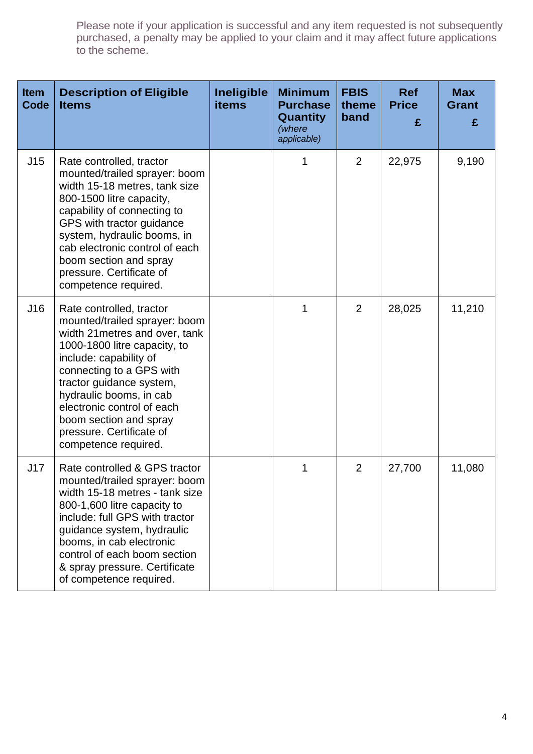Please note if your application is successful and any item requested is not subsequently purchased, a penalty may be applied to your claim and it may affect future applications to the scheme.

| Item Code | Description of Eligible Items | Ineligible items | Minimum Purchase Quantity *(where applicable)* | FBIS theme band | Ref Price £ | Max Grant £ |
|---|---|---|---|---|---|---|
| J15 | Rate controlled, tractor mounted/trailed sprayer: boom width 15-18 metres, tank size 800-1500 litre capacity, capability of connecting to GPS with tractor guidance system, hydraulic booms, in cab electronic control of each boom section and spray pressure. Certificate of competence required. | | 1 | 2 | 22,975 | 9,190 |
| J16 | Rate controlled, tractor mounted/trailed sprayer: boom width 21metres and over, tank 1000-1800 litre capacity, to include: capability of connecting to a GPS with tractor guidance system, hydraulic booms, in cab electronic control of each boom section and spray pressure. Certificate of competence required. | | 1 | 2 | 28,025 | 11,210 |
| J17 | Rate controlled & GPS tractor mounted/trailed sprayer: boom width 15-18 metres - tank size 800-1,600 litre capacity to include: full GPS with tractor guidance system, hydraulic booms, in cab electronic control of each boom section & spray pressure. Certificate of competence required. | | 1 | 2 | 27,700 | 11,080 |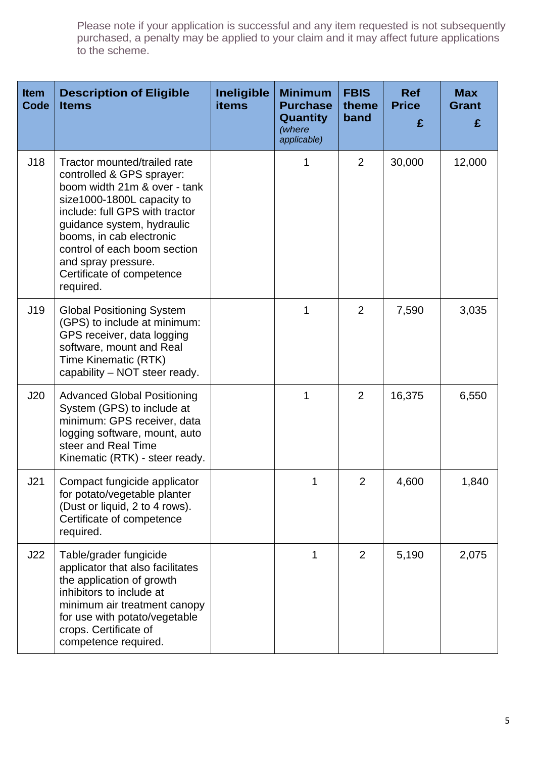Please note if your application is successful and any item requested is not subsequently purchased, a penalty may be applied to your claim and it may affect future applications to the scheme.

| Item Code | Description of Eligible Items | Ineligible items | Minimum Purchase Quantity *(where applicable)* | FBIS theme band | Ref Price £ | Max Grant £ |
|---|---|---|---|---|---|---|
| J18 | Tractor mounted/trailed rate controlled & GPS sprayer: boom width 21m & over - tank size1000-1800L capacity to include: full GPS with tractor guidance system, hydraulic booms, in cab electronic control of each boom section and spray pressure. Certificate of competence required. | | 1 | 2 | 30,000 | 12,000 |
| J19 | Global Positioning System (GPS) to include at minimum: GPS receiver, data logging software, mount and Real Time Kinematic (RTK) capability – NOT steer ready. | | 1 | 2 | 7,590 | 3,035 |
| J20 | Advanced Global Positioning System (GPS) to include at minimum: GPS receiver, data logging software, mount, auto steer and Real Time Kinematic (RTK) - steer ready. | | 1 | 2 | 16,375 | 6,550 |
| J21 | Compact fungicide applicator for potato/vegetable planter (Dust or liquid, 2 to 4 rows). Certificate of competence required. | | 1 | 2 | 4,600 | 1,840 |
| J22 | Table/grader fungicide applicator that also facilitates the application of growth inhibitors to include at minimum air treatment canopy for use with potato/vegetable crops. Certificate of competence required. | | 1 | 2 | 5,190 | 2,075 |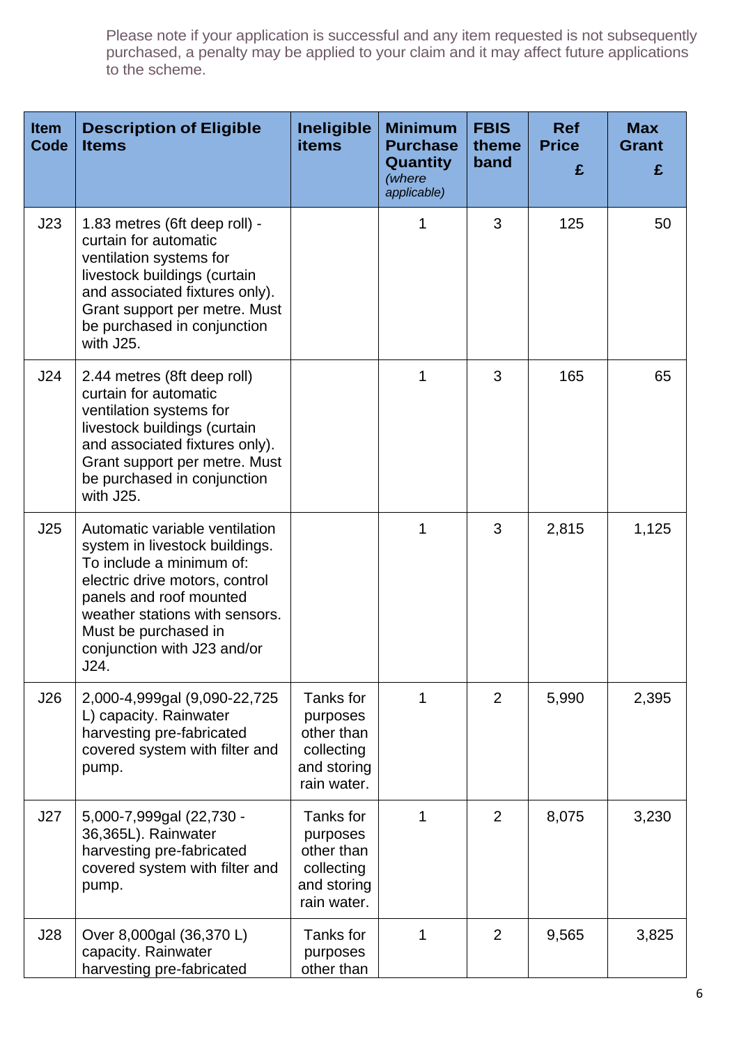Please note if your application is successful and any item requested is not subsequently purchased, a penalty may be applied to your claim and it may affect future applications to the scheme.

| Item Code | Description of Eligible Items | Ineligible items | Minimum Purchase Quantity *(where applicable)* | FBIS theme band | Ref Price £ | Max Grant £ |
|---|---|---|---|---|---|---|
| J23 | 1.83 metres (6ft deep roll) - curtain for automatic ventilation systems for livestock buildings (curtain and associated fixtures only). Grant support per metre. Must be purchased in conjunction with J25. | | 1 | 3 | 125 | 50 |
| J24 | 2.44 metres (8ft deep roll) curtain for automatic ventilation systems for livestock buildings (curtain and associated fixtures only). Grant support per metre. Must be purchased in conjunction with J25. | | 1 | 3 | 165 | 65 |
| J25 | Automatic variable ventilation system in livestock buildings. To include a minimum of: electric drive motors, control panels and roof mounted weather stations with sensors. Must be purchased in conjunction with J23 and/or J24. | | 1 | 3 | 2,815 | 1,125 |
| J26 | 2,000-4,999gal (9,090-22,725 L) capacity. Rainwater harvesting pre-fabricated covered system with filter and pump. | Tanks for purposes other than collecting and storing rain water. | 1 | 2 | 5,990 | 2,395 |
| J27 | 5,000-7,999gal (22,730 - 36,365L). Rainwater harvesting pre-fabricated covered system with filter and pump. | Tanks for purposes other than collecting and storing rain water. | 1 | 2 | 8,075 | 3,230 |
| J28 | Over 8,000gal (36,370 L) capacity. Rainwater harvesting pre-fabricated | Tanks for purposes other than | 1 | 2 | 9,565 | 3,825 |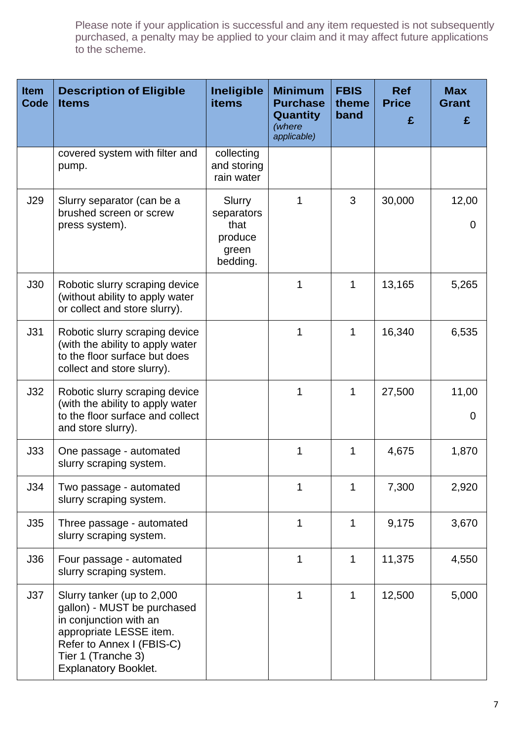Please note if your application is successful and any item requested is not subsequently purchased, a penalty may be applied to your claim and it may affect future applications to the scheme.

| Item Code | Description of Eligible Items | Ineligible items | Minimum Purchase Quantity *(where applicable)* | FBIS theme band | Ref Price £ | Max Grant £ |
|---|---|---|---|---|---|---|
| | covered system with filter and pump. | collecting and storing rain water | | | | |
| J29 | Slurry separator (can be a brushed screen or screw press system). | Slurry separators that produce green bedding. | 1 | 3 | 30,000 | 12,000 |
| J30 | Robotic slurry scraping device (without ability to apply water or collect and store slurry). | | 1 | 1 | 13,165 | 5,265 |
| J31 | Robotic slurry scraping device (with the ability to apply water to the floor surface but does collect and store slurry). | | 1 | 1 | 16,340 | 6,535 |
| J32 | Robotic slurry scraping device (with the ability to apply water to the floor surface and collect and store slurry). | | 1 | 1 | 27,500 | 11,000 |
| J33 | One passage - automated slurry scraping system. | | 1 | 1 | 4,675 | 1,870 |
| J34 | Two passage - automated slurry scraping system. | | 1 | 1 | 7,300 | 2,920 |
| J35 | Three passage - automated slurry scraping system. | | 1 | 1 | 9,175 | 3,670 |
| J36 | Four passage - automated slurry scraping system. | | 1 | 1 | 11,375 | 4,550 |
| J37 | Slurry tanker (up to 2,000 gallon) - MUST be purchased in conjunction with an appropriate LESSE item. Refer to Annex I (FBIS-C) Tier 1 (Tranche 3) Explanatory Booklet. | | 1 | 1 | 12,500 | 5,000 |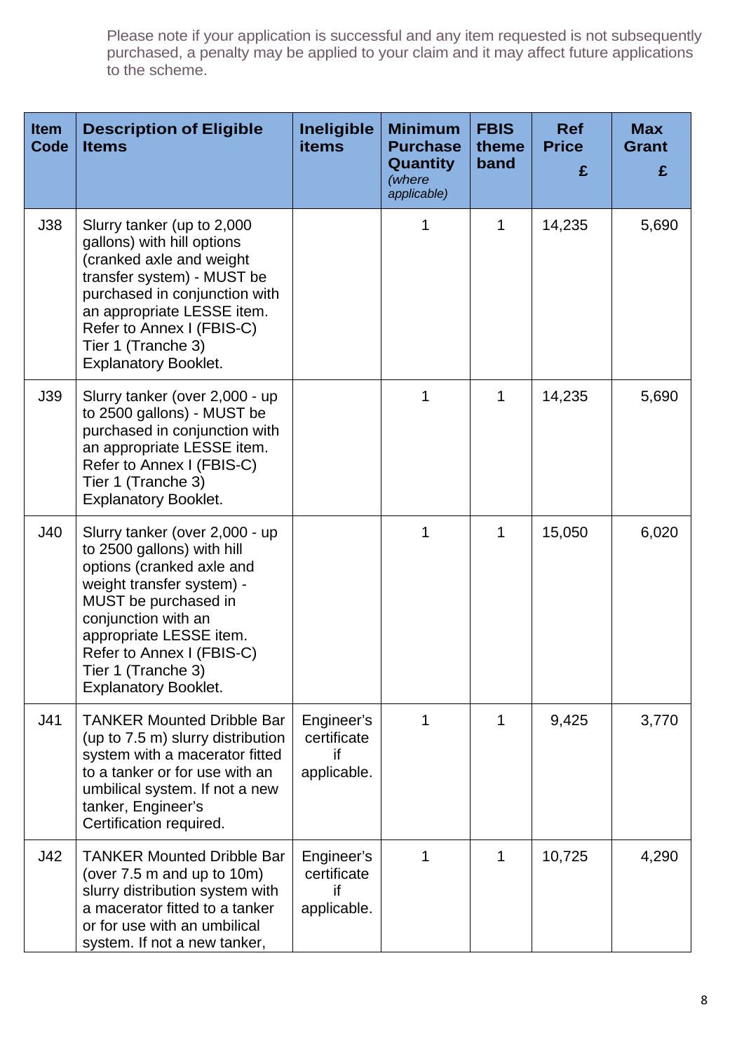Please note if your application is successful and any item requested is not subsequently purchased, a penalty may be applied to your claim and it may affect future applications to the scheme.

| Item Code | Description of Eligible Items | Ineligible items | Minimum Purchase Quantity *(where applicable)* | FBIS theme band | Ref Price £ | Max Grant £ |
|---|---|---|---|---|---|---|
| J38 | Slurry tanker (up to 2,000 gallons) with hill options (cranked axle and weight transfer system) - MUST be purchased in conjunction with an appropriate LESSE item. Refer to Annex I (FBIS-C) Tier 1 (Tranche 3) Explanatory Booklet. | | 1 | 1 | 14,235 | 5,690 |
| J39 | Slurry tanker (over 2,000 - up to 2500 gallons) - MUST be purchased in conjunction with an appropriate LESSE item. Refer to Annex I (FBIS-C) Tier 1 (Tranche 3) Explanatory Booklet. | | 1 | 1 | 14,235 | 5,690 |
| J40 | Slurry tanker (over 2,000 - up to 2500 gallons) with hill options (cranked axle and weight transfer system) - MUST be purchased in conjunction with an appropriate LESSE item. Refer to Annex I (FBIS-C) Tier 1 (Tranche 3) Explanatory Booklet. | | 1 | 1 | 15,050 | 6,020 |
| J41 | TANKER Mounted Dribble Bar (up to 7.5 m) slurry distribution system with a macerator fitted to a tanker or for use with an umbilical system. If not a new tanker, Engineer's Certification required. | Engineer's certificate if applicable. | 1 | 1 | 9,425 | 3,770 |
| J42 | TANKER Mounted Dribble Bar (over 7.5 m and up to 10m) slurry distribution system with a macerator fitted to a tanker or for use with an umbilical system. If not a new tanker, | Engineer's certificate if applicable. | 1 | 1 | 10,725 | 4,290 |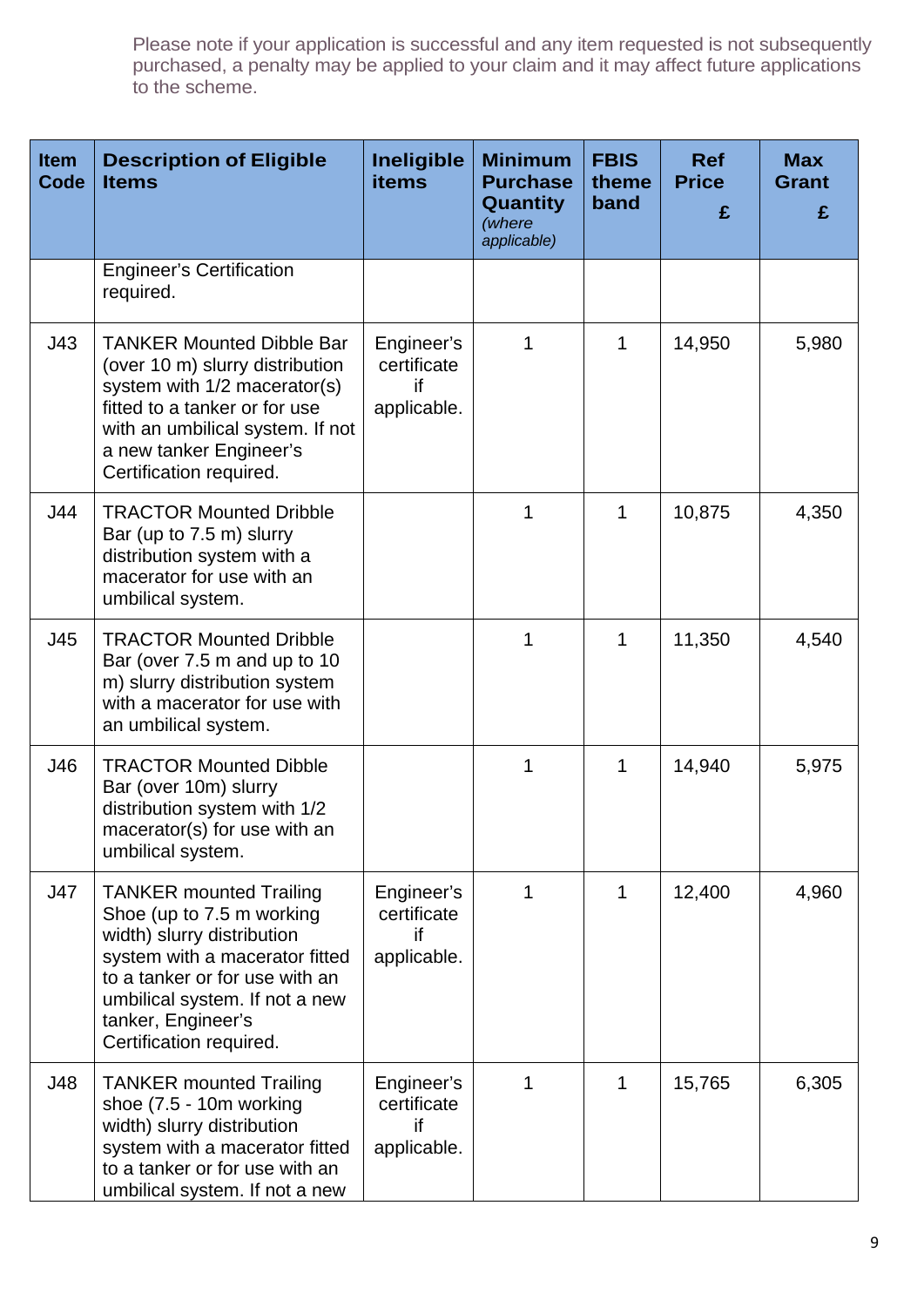Please note if your application is successful and any item requested is not subsequently purchased, a penalty may be applied to your claim and it may affect future applications to the scheme.

| Item Code | Description of Eligible Items | Ineligible items | Minimum Purchase Quantity *(where applicable)* | FBIS theme band | Ref Price £ | Max Grant £ |
|---|---|---|---|---|---|---|
| | Engineer's Certification required. | | | | | |
| J43 | TANKER Mounted Dibble Bar (over 10 m) slurry distribution system with 1/2 macerator(s) fitted to a tanker or for use with an umbilical system. If not a new tanker Engineer's Certification required. | Engineer's certificate if applicable. | 1 | 1 | 14,950 | 5,980 |
| J44 | TRACTOR Mounted Dribble Bar (up to 7.5 m) slurry distribution system with a macerator for use with an umbilical system. | | 1 | 1 | 10,875 | 4,350 |
| J45 | TRACTOR Mounted Dribble Bar (over 7.5 m and up to 10 m) slurry distribution system with a macerator for use with an umbilical system. | | 1 | 1 | 11,350 | 4,540 |
| J46 | TRACTOR Mounted Dibble Bar (over 10m) slurry distribution system with 1/2 macerator(s) for use with an umbilical system. | | 1 | 1 | 14,940 | 5,975 |
| J47 | TANKER mounted Trailing Shoe (up to 7.5 m working width) slurry distribution system with a macerator fitted to a tanker or for use with an umbilical system. If not a new tanker, Engineer's Certification required. | Engineer's certificate if applicable. | 1 | 1 | 12,400 | 4,960 |
| J48 | TANKER mounted Trailing shoe (7.5 - 10m working width) slurry distribution system with a macerator fitted to a tanker or for use with an umbilical system. If not a new | Engineer's certificate if applicable. | 1 | 1 | 15,765 | 6,305 |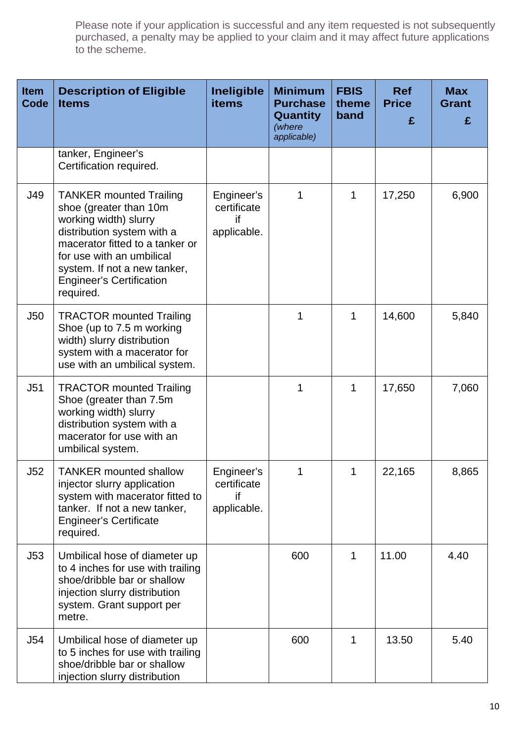Please note if your application is successful and any item requested is not subsequently purchased, a penalty may be applied to your claim and it may affect future applications to the scheme.

| Item Code | Description of Eligible Items | Ineligible items | Minimum Purchase Quantity *(where applicable)* | FBIS theme band | Ref Price £ | Max Grant £ |
|---|---|---|---|---|---|---|
| | tanker, Engineer's Certification required. | | | | | |
| J49 | TANKER mounted Trailing shoe (greater than 10m working width) slurry distribution system with a macerator fitted to a tanker or for use with an umbilical system. If not a new tanker, Engineer's Certification required. | Engineer's certificate if applicable. | 1 | 1 | 17,250 | 6,900 |
| J50 | TRACTOR mounted Trailing Shoe (up to 7.5 m working width) slurry distribution system with a macerator for use with an umbilical system. | | 1 | 1 | 14,600 | 5,840 |
| J51 | TRACTOR mounted Trailing Shoe (greater than 7.5m working width) slurry distribution system with a macerator for use with an umbilical system. | | 1 | 1 | 17,650 | 7,060 |
| J52 | TANKER mounted shallow injector slurry application system with macerator fitted to tanker. If not a new tanker, Engineer's Certificate required. | Engineer's certificate if applicable. | 1 | 1 | 22,165 | 8,865 |
| J53 | Umbilical hose of diameter up to 4 inches for use with trailing shoe/dribble bar or shallow injection slurry distribution system. Grant support per metre. | | 600 | 1 | 11.00 | 4.40 |
| J54 | Umbilical hose of diameter up to 5 inches for use with trailing shoe/dribble bar or shallow injection slurry distribution | | 600 | 1 | 13.50 | 5.40 |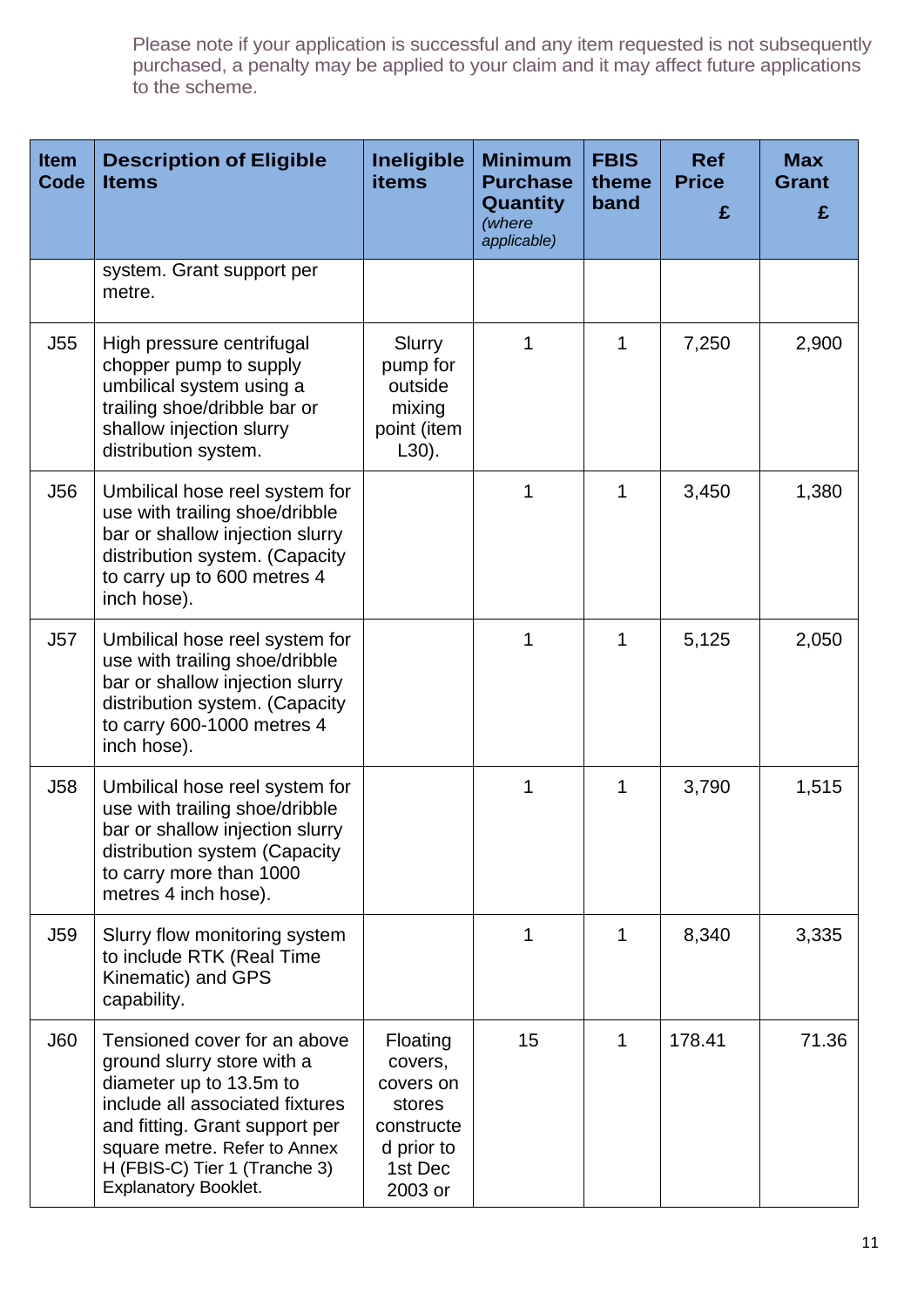Please note if your application is successful and any item requested is not subsequently purchased, a penalty may be applied to your claim and it may affect future applications to the scheme.

| Item Code | Description of Eligible Items | Ineligible items | Minimum Purchase Quantity *(where applicable)* | FBIS theme band | Ref Price £ | Max Grant £ |
|---|---|---|---|---|---|---|
| | system. Grant support per metre. | | | | | |
| J55 | High pressure centrifugal chopper pump to supply umbilical system using a trailing shoe/dribble bar or shallow injection slurry distribution system. | Slurry pump for outside mixing point (item L30). | 1 | 1 | 7,250 | 2,900 |
| J56 | Umbilical hose reel system for use with trailing shoe/dribble bar or shallow injection slurry distribution system. (Capacity to carry up to 600 metres 4 inch hose). | | 1 | 1 | 3,450 | 1,380 |
| J57 | Umbilical hose reel system for use with trailing shoe/dribble bar or shallow injection slurry distribution system. (Capacity to carry 600-1000 metres 4 inch hose). | | 1 | 1 | 5,125 | 2,050 |
| J58 | Umbilical hose reel system for use with trailing shoe/dribble bar or shallow injection slurry distribution system (Capacity to carry more than 1000 metres 4 inch hose). | | 1 | 1 | 3,790 | 1,515 |
| J59 | Slurry flow monitoring system to include RTK (Real Time Kinematic) and GPS capability. | | 1 | 1 | 8,340 | 3,335 |
| J60 | Tensioned cover for an above ground slurry store with a diameter up to 13.5m to include all associated fixtures and fitting. Grant support per square metre. Refer to Annex H (FBIS-C) Tier 1 (Tranche 3) Explanatory Booklet. | Floating covers, covers on stores constructed prior to 1st Dec 2003 or | 15 | 1 | 178.41 | 71.36 |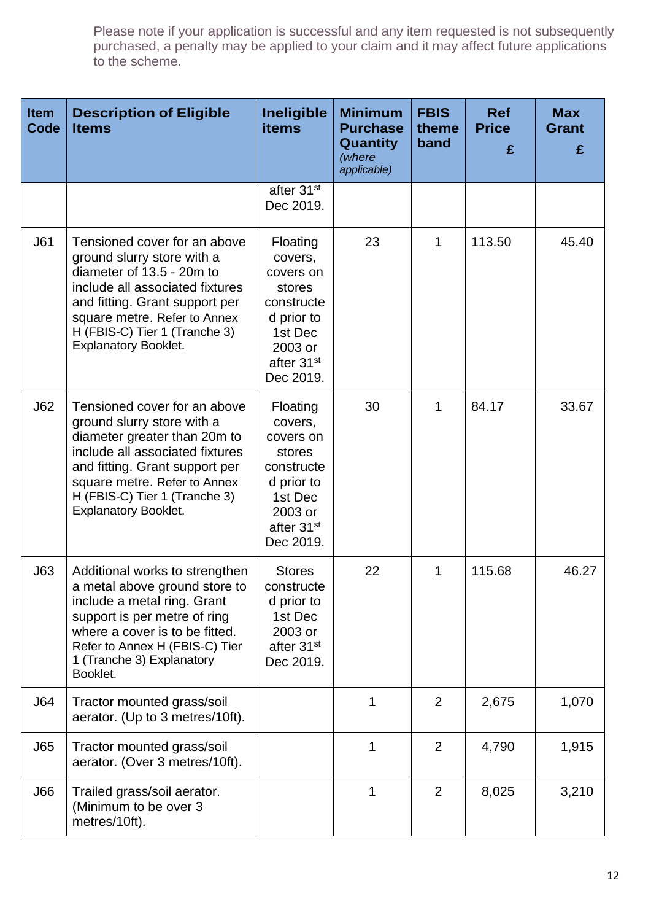Please note if your application is successful and any item requested is not subsequently purchased, a penalty may be applied to your claim and it may affect future applications to the scheme.

| Item Code | Description of Eligible Items | Ineligible items | Minimum Purchase Quantity *(where applicable)* | FBIS theme band | Ref Price £ | Max Grant £ |
|---|---|---|---|---|---|---|
| | | after 31st Dec 2019. | | | | |
| J61 | Tensioned cover for an above ground slurry store with a diameter of 13.5 - 20m to include all associated fixtures and fitting. Grant support per square metre. Refer to Annex H (FBIS-C) Tier 1 (Tranche 3) Explanatory Booklet. | Floating covers, covers on stores constructed prior to 1st Dec 2003 or after 31st Dec 2019. | 23 | 1 | 113.50 | 45.40 |
| J62 | Tensioned cover for an above ground slurry store with a diameter greater than 20m to include all associated fixtures and fitting. Grant support per square metre. Refer to Annex H (FBIS-C) Tier 1 (Tranche 3) Explanatory Booklet. | Floating covers, covers on stores constructed prior to 1st Dec 2003 or after 31st Dec 2019. | 30 | 1 | 84.17 | 33.67 |
| J63 | Additional works to strengthen a metal above ground store to include a metal ring. Grant support is per metre of ring where a cover is to be fitted. Refer to Annex H (FBIS-C) Tier 1 (Tranche 3) Explanatory Booklet. | Stores constructed prior to 1st Dec 2003 or after 31st Dec 2019. | 22 | 1 | 115.68 | 46.27 |
| J64 | Tractor mounted grass/soil aerator. (Up to 3 metres/10ft). | | 1 | 2 | 2,675 | 1,070 |
| J65 | Tractor mounted grass/soil aerator. (Over 3 metres/10ft). | | 1 | 2 | 4,790 | 1,915 |
| J66 | Trailed grass/soil aerator. (Minimum to be over 3 metres/10ft). | | 1 | 2 | 8,025 | 3,210 |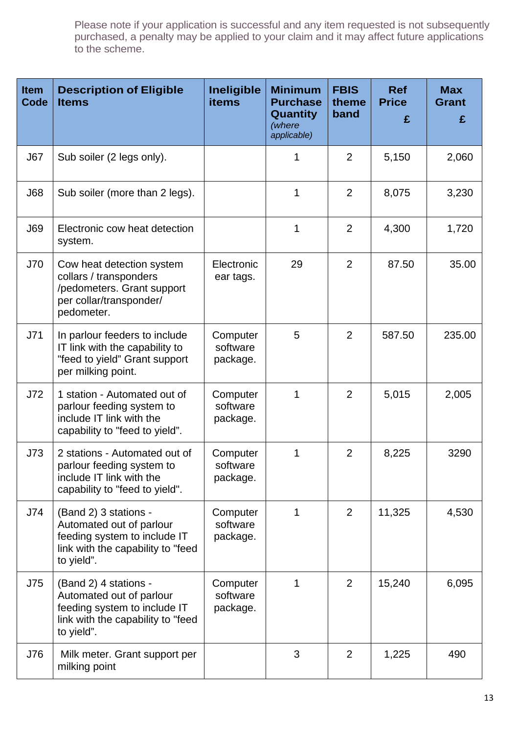Please note if your application is successful and any item requested is not subsequently purchased, a penalty may be applied to your claim and it may affect future applications to the scheme.

| Item Code | Description of Eligible Items | Ineligible items | Minimum Purchase Quantity *(where applicable)* | FBIS theme band | Ref Price £ | Max Grant £ |
|---|---|---|---|---|---|---|
| J67 | Sub soiler (2 legs only). | | 1 | 2 | 5,150 | 2,060 |
| J68 | Sub soiler (more than 2 legs). | | 1 | 2 | 8,075 | 3,230 |
| J69 | Electronic cow heat detection system. | | 1 | 2 | 4,300 | 1,720 |
| J70 | Cow heat detection system collars / transponders /pedometers. Grant support per collar/transponder/ pedometer. | Electronic ear tags. | 29 | 2 | 87.50 | 35.00 |
| J71 | In parlour feeders to include IT link with the capability to "feed to yield" Grant support per milking point. | Computer software package. | 5 | 2 | 587.50 | 235.00 |
| J72 | 1 station - Automated out of parlour feeding system to include IT link with the capability to "feed to yield". | Computer software package. | 1 | 2 | 5,015 | 2,005 |
| J73 | 2 stations - Automated out of parlour feeding system to include IT link with the capability to "feed to yield". | Computer software package. | 1 | 2 | 8,225 | 3290 |
| J74 | (Band 2) 3 stations - Automated out of parlour feeding system to include IT link with the capability to "feed to yield". | Computer software package. | 1 | 2 | 11,325 | 4,530 |
| J75 | (Band 2) 4 stations - Automated out of parlour feeding system to include IT link with the capability to "feed to yield". | Computer software package. | 1 | 2 | 15,240 | 6,095 |
| J76 | Milk meter. Grant support per milking point | | 3 | 2 | 1,225 | 490 |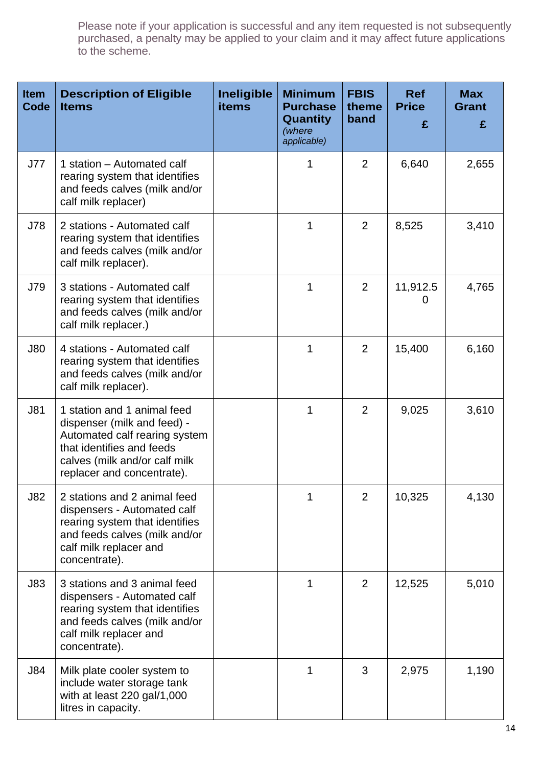Please note if your application is successful and any item requested is not subsequently purchased, a penalty may be applied to your claim and it may affect future applications to the scheme.

| Item Code | Description of Eligible Items | Ineligible items | Minimum Purchase Quantity *(where applicable)* | FBIS theme band | Ref Price £ | Max Grant £ |
|---|---|---|---|---|---|---|
| J77 | 1 station – Automated calf rearing system that identifies and feeds calves (milk and/or calf milk replacer) | | 1 | 2 | 6,640 | 2,655 |
| J78 | 2 stations - Automated calf rearing system that identifies and feeds calves (milk and/or calf milk replacer). | | 1 | 2 | 8,525 | 3,410 |
| J79 | 3 stations - Automated calf rearing system that identifies and feeds calves (milk and/or calf milk replacer.) | | 1 | 2 | 11,912.50 | 4,765 |
| J80 | 4 stations - Automated calf rearing system that identifies and feeds calves (milk and/or calf milk replacer). | | 1 | 2 | 15,400 | 6,160 |
| J81 | 1 station and 1 animal feed dispenser (milk and feed) - Automated calf rearing system that identifies and feeds calves (milk and/or calf milk replacer and concentrate). | | 1 | 2 | 9,025 | 3,610 |
| J82 | 2 stations and 2 animal feed dispensers - Automated calf rearing system that identifies and feeds calves (milk and/or calf milk replacer and concentrate). | | 1 | 2 | 10,325 | 4,130 |
| J83 | 3 stations and 3 animal feed dispensers - Automated calf rearing system that identifies and feeds calves (milk and/or calf milk replacer and concentrate). | | 1 | 2 | 12,525 | 5,010 |
| J84 | Milk plate cooler system to include water storage tank with at least 220 gal/1,000 litres in capacity. | | 1 | 3 | 2,975 | 1,190 |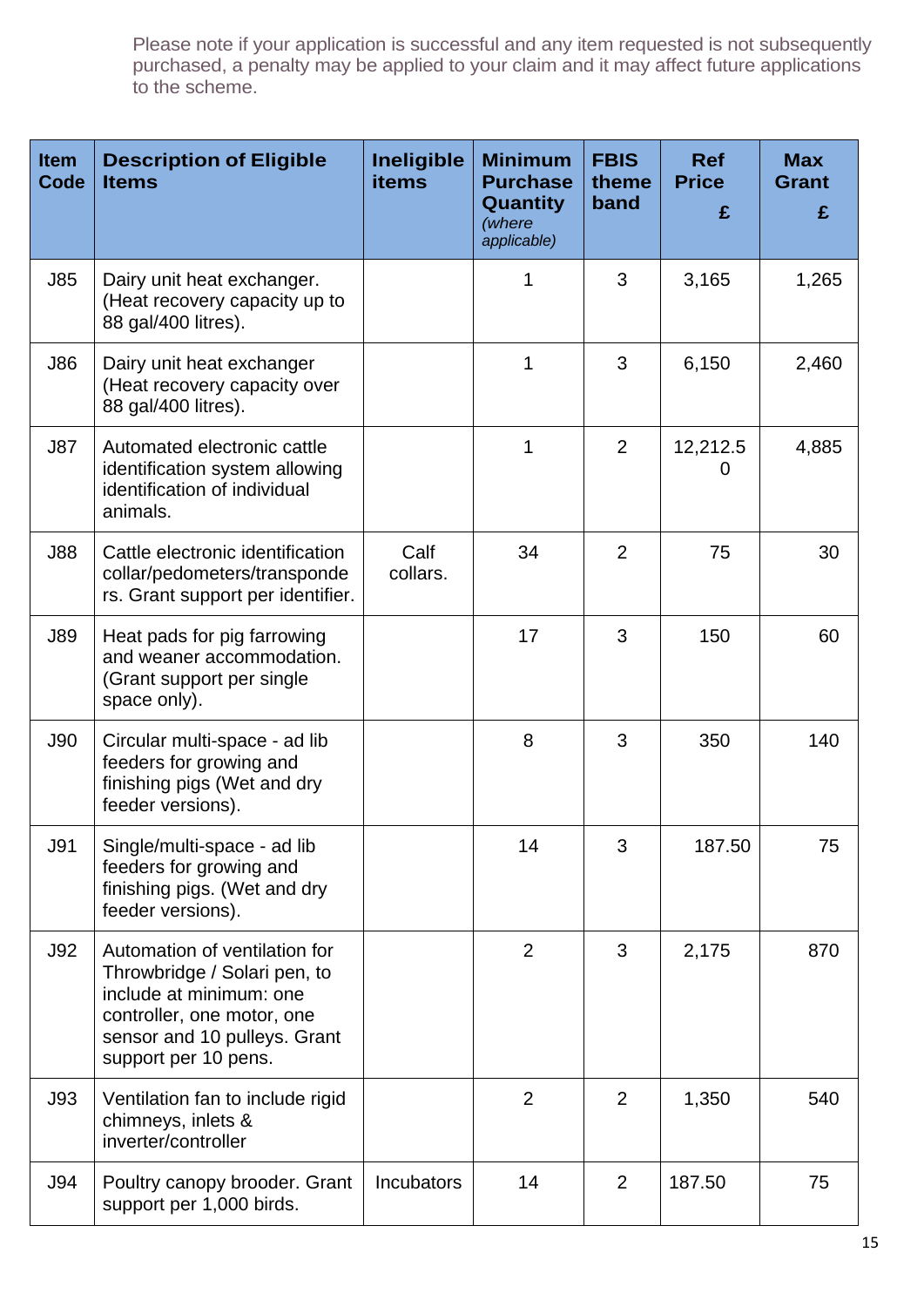Please note if your application is successful and any item requested is not subsequently purchased, a penalty may be applied to your claim and it may affect future applications to the scheme.

| Item Code | Description of Eligible Items | Ineligible items | Minimum Purchase Quantity *(where applicable)* | FBIS theme band | Ref Price £ | Max Grant £ |
|---|---|---|---|---|---|---|
| J85 | Dairy unit heat exchanger. (Heat recovery capacity up to 88 gal/400 litres). | | 1 | 3 | 3,165 | 1,265 |
| J86 | Dairy unit heat exchanger (Heat recovery capacity over 88 gal/400 litres). | | 1 | 3 | 6,150 | 2,460 |
| J87 | Automated electronic cattle identification system allowing identification of individual animals. | | 1 | 2 | 12,212.50 | 4,885 |
| J88 | Cattle electronic identification collar/pedometers/transponders. Grant support per identifier. | Calf collars. | 34 | 2 | 75 | 30 |
| J89 | Heat pads for pig farrowing and weaner accommodation. (Grant support per single space only). | | 17 | 3 | 150 | 60 |
| J90 | Circular multi-space - ad lib feeders for growing and finishing pigs (Wet and dry feeder versions). | | 8 | 3 | 350 | 140 |
| J91 | Single/multi-space - ad lib feeders for growing and finishing pigs. (Wet and dry feeder versions). | | 14 | 3 | 187.50 | 75 |
| J92 | Automation of ventilation for Throwbridge / Solari pen, to include at minimum: one controller, one motor, one sensor and 10 pulleys. Grant support per 10 pens. | | 2 | 3 | 2,175 | 870 |
| J93 | Ventilation fan to include rigid chimneys, inlets & inverter/controller | | 2 | 2 | 1,350 | 540 |
| J94 | Poultry canopy brooder. Grant support per 1,000 birds. | Incubators | 14 | 2 | 187.50 | 75 |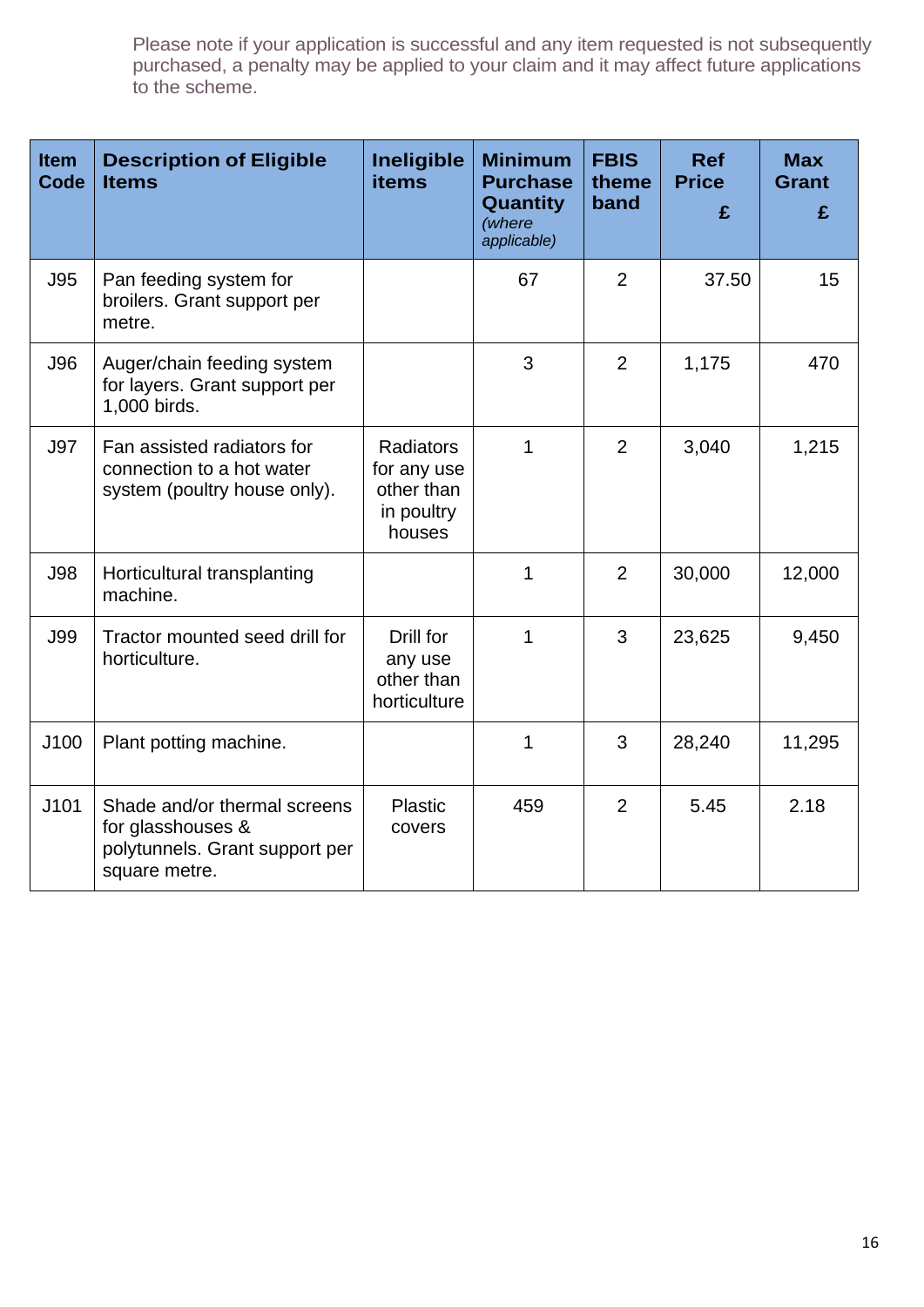Please note if your application is successful and any item requested is not subsequently purchased, a penalty may be applied to your claim and it may affect future applications to the scheme.

| Item Code | Description of Eligible Items | Ineligible items | Minimum Purchase Quantity *(where applicable)* | FBIS theme band | Ref Price £ | Max Grant £ |
|---|---|---|---|---|---|---|
| J95 | Pan feeding system for broilers. Grant support per metre. | | 67 | 2 | 37.50 | 15 |
| J96 | Auger/chain feeding system for layers. Grant support per 1,000 birds. | | 3 | 2 | 1,175 | 470 |
| J97 | Fan assisted radiators for connection to a hot water system (poultry house only). | Radiators for any use other than in poultry houses | 1 | 2 | 3,040 | 1,215 |
| J98 | Horticultural transplanting machine. | | 1 | 2 | 30,000 | 12,000 |
| J99 | Tractor mounted seed drill for horticulture. | Drill for any use other than horticulture | 1 | 3 | 23,625 | 9,450 |
| J100 | Plant potting machine. | | 1 | 3 | 28,240 | 11,295 |
| J101 | Shade and/or thermal screens for glasshouses & polytunnels. Grant support per square metre. | Plastic covers | 459 | 2 | 5.45 | 2.18 |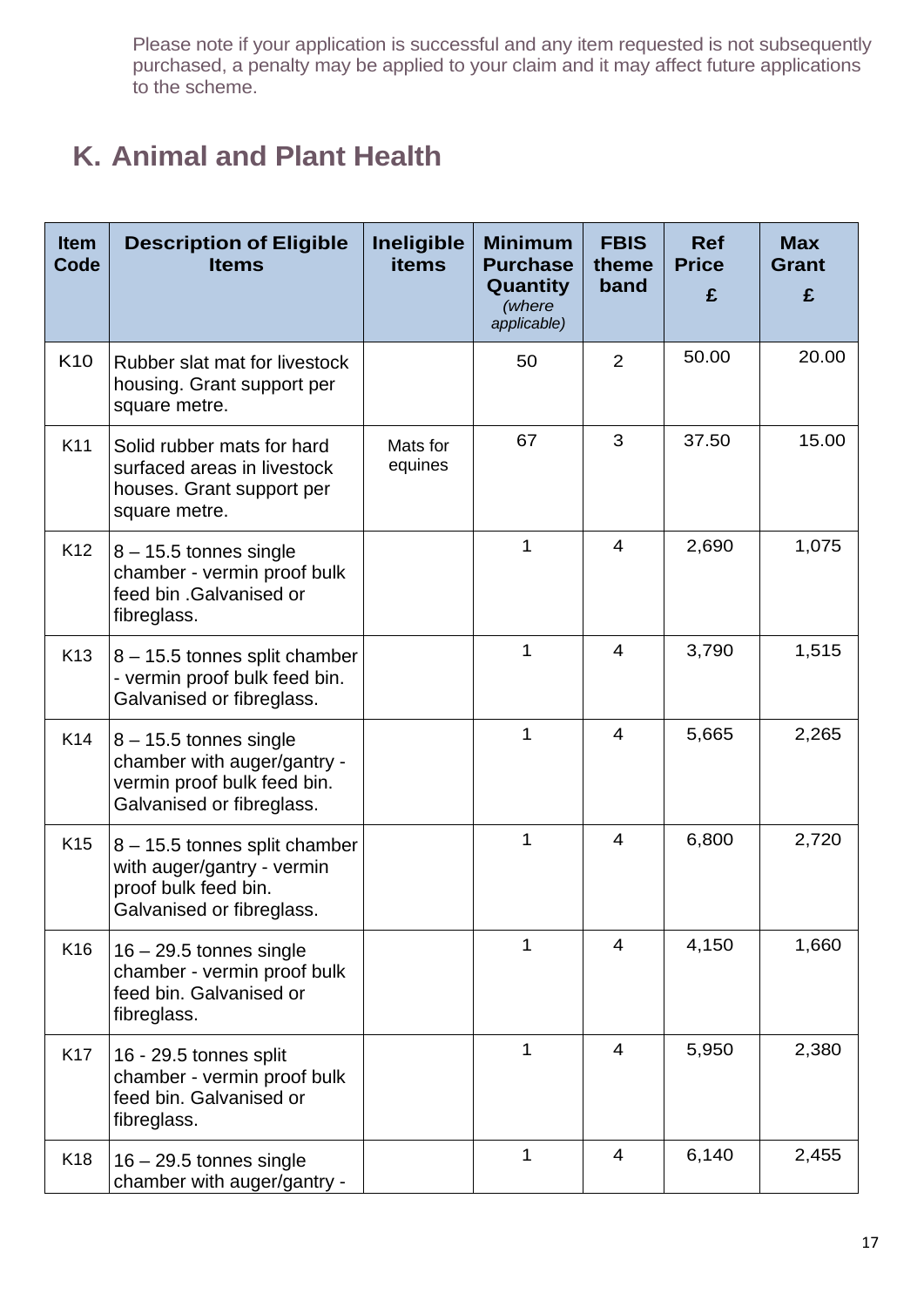Please note if your application is successful and any item requested is not subsequently purchased, a penalty may be applied to your claim and it may affect future applications to the scheme.

## K. Animal and Plant Health

| Item Code | Description of Eligible Items | Ineligible items | Minimum Purchase Quantity *(where applicable)* | FBIS theme band | Ref Price £ | Max Grant £ |
|---|---|---|---|---|---|---|
| K10 | Rubber slat mat for livestock housing. Grant support per square metre. | | 50 | 2 | 50.00 | 20.00 |
| K11 | Solid rubber mats for hard surfaced areas in livestock houses. Grant support per square metre. | Mats for equines | 67 | 3 | 37.50 | 15.00 |
| K12 | 8 – 15.5 tonnes single chamber - vermin proof bulk feed bin .Galvanised or fibreglass. | | 1 | 4 | 2,690 | 1,075 |
| K13 | 8 – 15.5 tonnes split chamber - vermin proof bulk feed bin. Galvanised or fibreglass. | | 1 | 4 | 3,790 | 1,515 |
| K14 | 8 – 15.5 tonnes single chamber with auger/gantry - vermin proof bulk feed bin. Galvanised or fibreglass. | | 1 | 4 | 5,665 | 2,265 |
| K15 | 8 – 15.5 tonnes split chamber with auger/gantry - vermin proof bulk feed bin. Galvanised or fibreglass. | | 1 | 4 | 6,800 | 2,720 |
| K16 | 16 – 29.5 tonnes single chamber - vermin proof bulk feed bin. Galvanised or fibreglass. | | 1 | 4 | 4,150 | 1,660 |
| K17 | 16 - 29.5 tonnes split chamber - vermin proof bulk feed bin. Galvanised or fibreglass. | | 1 | 4 | 5,950 | 2,380 |
| K18 | 16 – 29.5 tonnes single chamber with auger/gantry - | | 1 | 4 | 6,140 | 2,455 |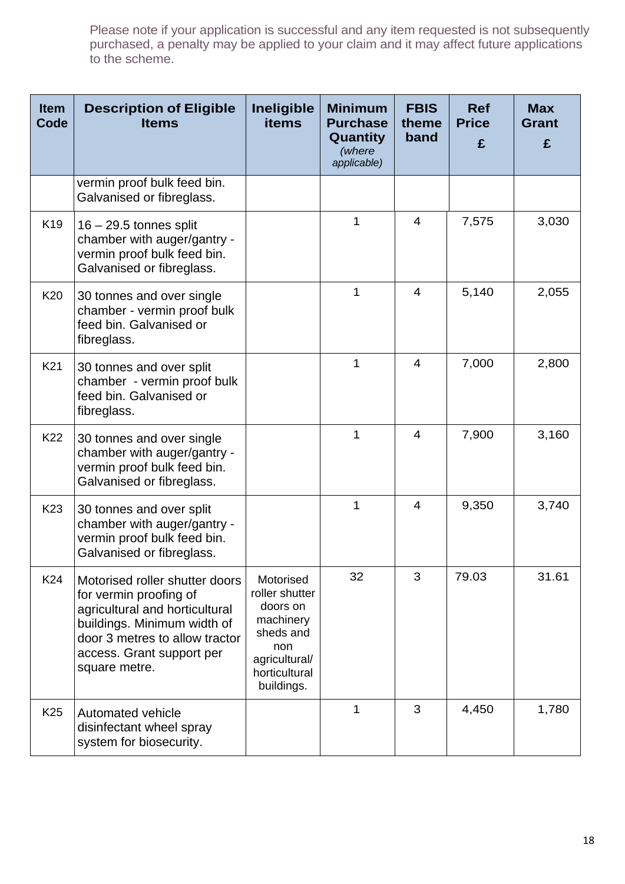Please note if your application is successful and any item requested is not subsequently purchased, a penalty may be applied to your claim and it may affect future applications to the scheme.

| Item Code | Description of Eligible Items | Ineligible items | Minimum Purchase Quantity *(where applicable)* | FBIS theme band | Ref Price £ | Max Grant £ |
|---|---|---|---|---|---|---|
| | vermin proof bulk feed bin. Galvanised or fibreglass. | | | | | |
| K19 | 16 – 29.5 tonnes split chamber with auger/gantry - vermin proof bulk feed bin. Galvanised or fibreglass. | | 1 | 4 | 7,575 | 3,030 |
| K20 | 30 tonnes and over single chamber - vermin proof bulk feed bin. Galvanised or fibreglass. | | 1 | 4 | 5,140 | 2,055 |
| K21 | 30 tonnes and over split chamber - vermin proof bulk feed bin. Galvanised or fibreglass. | | 1 | 4 | 7,000 | 2,800 |
| K22 | 30 tonnes and over single chamber with auger/gantry - vermin proof bulk feed bin. Galvanised or fibreglass. | | 1 | 4 | 7,900 | 3,160 |
| K23 | 30 tonnes and over split chamber with auger/gantry - vermin proof bulk feed bin. Galvanised or fibreglass. | | 1 | 4 | 9,350 | 3,740 |
| K24 | Motorised roller shutter doors for vermin proofing of agricultural and horticultural buildings. Minimum width of door 3 metres to allow tractor access. Grant support per square metre. | Motorised roller shutter doors on machinery sheds and non agricultural/ horticultural buildings. | 32 | 3 | 79.03 | 31.61 |
| K25 | Automated vehicle disinfectant wheel spray system for biosecurity. | | 1 | 3 | 4,450 | 1,780 |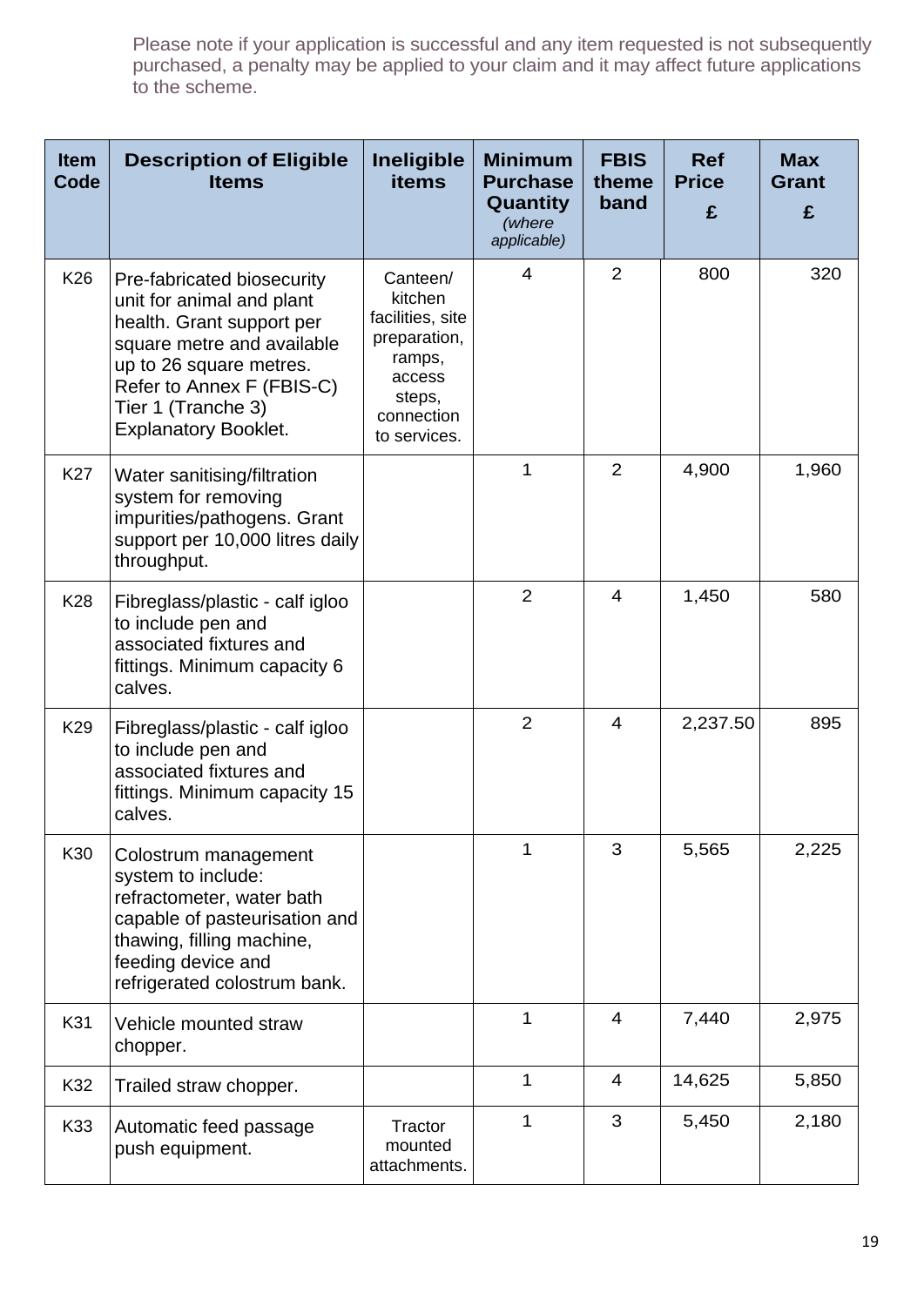Please note if your application is successful and any item requested is not subsequently purchased, a penalty may be applied to your claim and it may affect future applications to the scheme.

| Item Code | Description of Eligible Items | Ineligible items | Minimum Purchase Quantity *(where applicable)* | FBIS theme band | Ref Price £ | Max Grant £ |
|---|---|---|---|---|---|---|
| K26 | Pre-fabricated biosecurity unit for animal and plant health. Grant support per square metre and available up to 26 square metres. Refer to Annex F (FBIS-C) Tier 1 (Tranche 3) Explanatory Booklet. | Canteen/ kitchen facilities, site preparation, ramps, access steps, connection to services. | 4 | 2 | 800 | 320 |
| K27 | Water sanitising/filtration system for removing impurities/pathogens. Grant support per 10,000 litres daily throughput. | | 1 | 2 | 4,900 | 1,960 |
| K28 | Fibreglass/plastic - calf igloo to include pen and associated fixtures and fittings. Minimum capacity 6 calves. | | 2 | 4 | 1,450 | 580 |
| K29 | Fibreglass/plastic - calf igloo to include pen and associated fixtures and fittings. Minimum capacity 15 calves. | | 2 | 4 | 2,237.50 | 895 |
| K30 | Colostrum management system to include: refractometer, water bath capable of pasteurisation and thawing, filling machine, feeding device and refrigerated colostrum bank. | | 1 | 3 | 5,565 | 2,225 |
| K31 | Vehicle mounted straw chopper. | | 1 | 4 | 7,440 | 2,975 |
| K32 | Trailed straw chopper. | | 1 | 4 | 14,625 | 5,850 |
| K33 | Automatic feed passage push equipment. | Tractor mounted attachments. | 1 | 3 | 5,450 | 2,180 |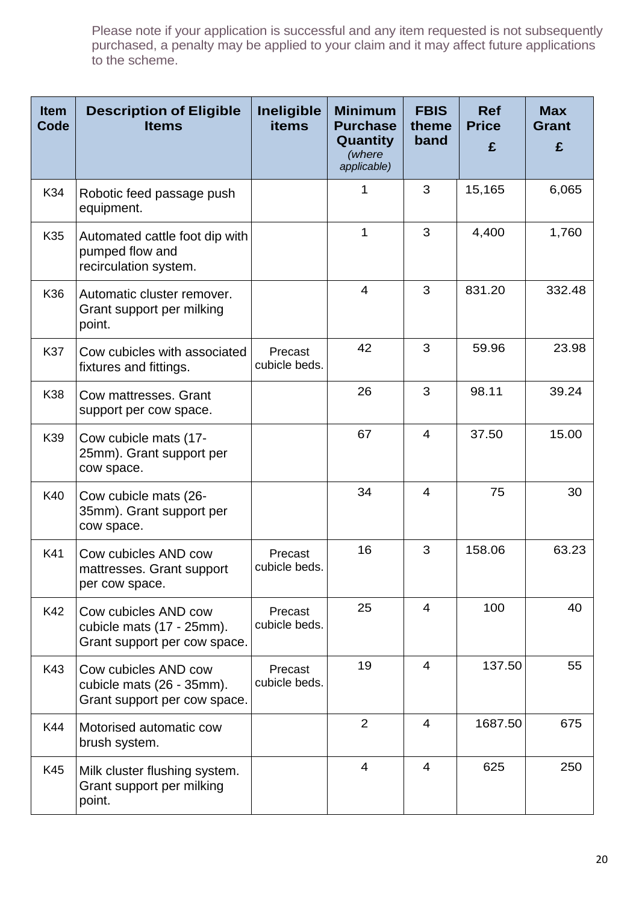Please note if your application is successful and any item requested is not subsequently purchased, a penalty may be applied to your claim and it may affect future applications to the scheme.

| Item Code | Description of Eligible Items | Ineligible items | Minimum Purchase Quantity *(where applicable)* | FBIS theme band | Ref Price £ | Max Grant £ |
|---|---|---|---|---|---|---|
| K34 | Robotic feed passage push equipment. | | 1 | 3 | 15,165 | 6,065 |
| K35 | Automated cattle foot dip with pumped flow and recirculation system. | | 1 | 3 | 4,400 | 1,760 |
| K36 | Automatic cluster remover. Grant support per milking point. | | 4 | 3 | 831.20 | 332.48 |
| K37 | Cow cubicles with associated fixtures and fittings. | Precast cubicle beds. | 42 | 3 | 59.96 | 23.98 |
| K38 | Cow mattresses. Grant support per cow space. | | 26 | 3 | 98.11 | 39.24 |
| K39 | Cow cubicle mats (17-25mm). Grant support per cow space. | | 67 | 4 | 37.50 | 15.00 |
| K40 | Cow cubicle mats (26-35mm). Grant support per cow space. | | 34 | 4 | 75 | 30 |
| K41 | Cow cubicles AND cow mattresses. Grant support per cow space. | Precast cubicle beds. | 16 | 3 | 158.06 | 63.23 |
| K42 | Cow cubicles AND cow cubicle mats (17 - 25mm). Grant support per cow space. | Precast cubicle beds. | 25 | 4 | 100 | 40 |
| K43 | Cow cubicles AND cow cubicle mats (26 - 35mm). Grant support per cow space. | Precast cubicle beds. | 19 | 4 | 137.50 | 55 |
| K44 | Motorised automatic cow brush system. | | 2 | 4 | 1687.50 | 675 |
| K45 | Milk cluster flushing system. Grant support per milking point. | | 4 | 4 | 625 | 250 |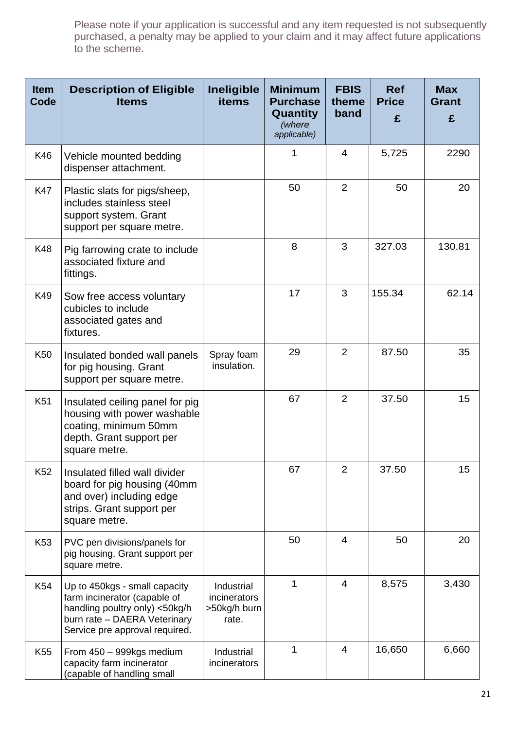Please note if your application is successful and any item requested is not subsequently purchased, a penalty may be applied to your claim and it may affect future applications to the scheme.

| Item Code | Description of Eligible Items | Ineligible items | Minimum Purchase Quantity *(where applicable)* | FBIS theme band | Ref Price £ | Max Grant £ |
|---|---|---|---|---|---|---|
| K46 | Vehicle mounted bedding dispenser attachment. | | 1 | 4 | 5,725 | 2290 |
| K47 | Plastic slats for pigs/sheep, includes stainless steel support system. Grant support per square metre. | | 50 | 2 | 50 | 20 |
| K48 | Pig farrowing crate to include associated fixture and fittings. | | 8 | 3 | 327.03 | 130.81 |
| K49 | Sow free access voluntary cubicles to include associated gates and fixtures. | | 17 | 3 | 155.34 | 62.14 |
| K50 | Insulated bonded wall panels for pig housing. Grant support per square metre. | Spray foam insulation. | 29 | 2 | 87.50 | 35 |
| K51 | Insulated ceiling panel for pig housing with power washable coating, minimum 50mm depth. Grant support per square metre. | | 67 | 2 | 37.50 | 15 |
| K52 | Insulated filled wall divider board for pig housing (40mm and over) including edge strips. Grant support per square metre. | | 67 | 2 | 37.50 | 15 |
| K53 | PVC pen divisions/panels for pig housing. Grant support per square metre. | | 50 | 4 | 50 | 20 |
| K54 | Up to 450kgs - small capacity farm incinerator (capable of handling poultry only) <50kg/h burn rate – DAERA Veterinary Service pre approval required. | Industrial incinerators >50kg/h burn rate. | 1 | 4 | 8,575 | 3,430 |
| K55 | From 450 – 999kgs medium capacity farm incinerator (capable of handling small | Industrial incinerators | 1 | 4 | 16,650 | 6,660 |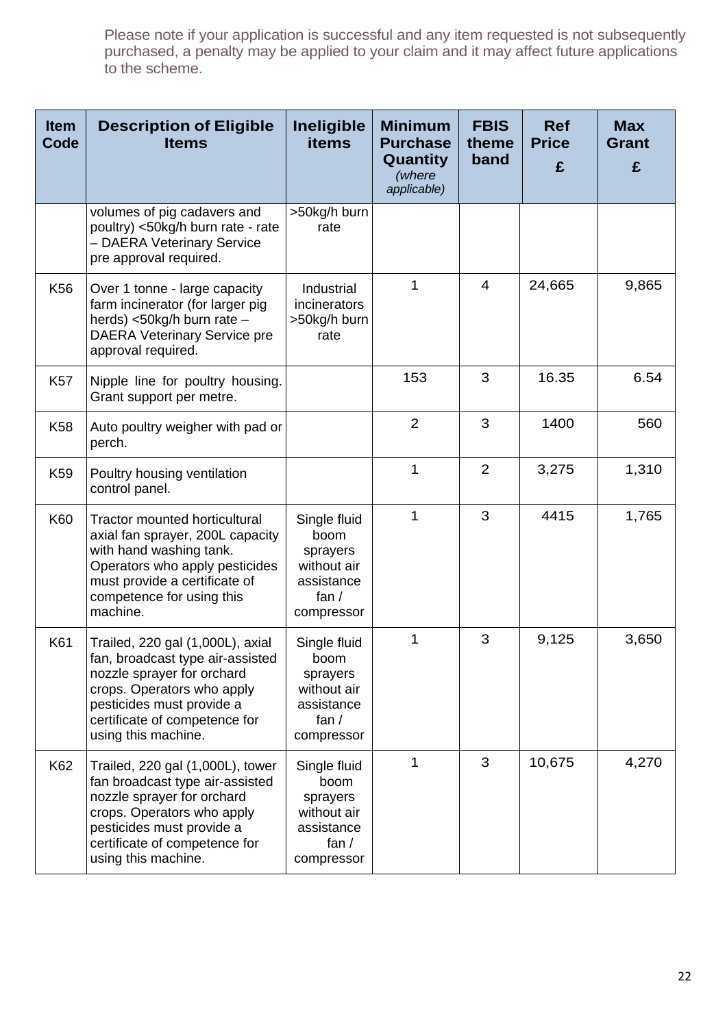Please note if your application is successful and any item requested is not subsequently purchased, a penalty may be applied to your claim and it may affect future applications to the scheme.

| Item Code | Description of Eligible Items | Ineligible items | Minimum Purchase Quantity *(where applicable)* | FBIS theme band | Ref Price £ | Max Grant £ |
|---|---|---|---|---|---|---|
| | volumes of pig cadavers and poultry) <50kg/h burn rate - rate – DAERA Veterinary Service pre approval required. | >50kg/h burn rate | | | | |
| K56 | Over 1 tonne - large capacity farm incinerator (for larger pig herds) <50kg/h burn rate – DAERA Veterinary Service pre approval required. | Industrial incinerators >50kg/h burn rate | 1 | 4 | 24,665 | 9,865 |
| K57 | Nipple line for poultry housing. Grant support per metre. | | 153 | 3 | 16.35 | 6.54 |
| K58 | Auto poultry weigher with pad or perch. | | 2 | 3 | 1400 | 560 |
| K59 | Poultry housing ventilation control panel. | | 1 | 2 | 3,275 | 1,310 |
| K60 | Tractor mounted horticultural axial fan sprayer, 200L capacity with hand washing tank. Operators who apply pesticides must provide a certificate of competence for using this machine. | Single fluid boom sprayers without air assistance fan / compressor | 1 | 3 | 4415 | 1,765 |
| K61 | Trailed, 220 gal (1,000L), axial fan, broadcast type air-assisted nozzle sprayer for orchard crops. Operators who apply pesticides must provide a certificate of competence for using this machine. | Single fluid boom sprayers without air assistance fan / compressor | 1 | 3 | 9,125 | 3,650 |
| K62 | Trailed, 220 gal (1,000L), tower fan broadcast type air-assisted nozzle sprayer for orchard crops. Operators who apply pesticides must provide a certificate of competence for using this machine. | Single fluid boom sprayers without air assistance fan / compressor | 1 | 3 | 10,675 | 4,270 |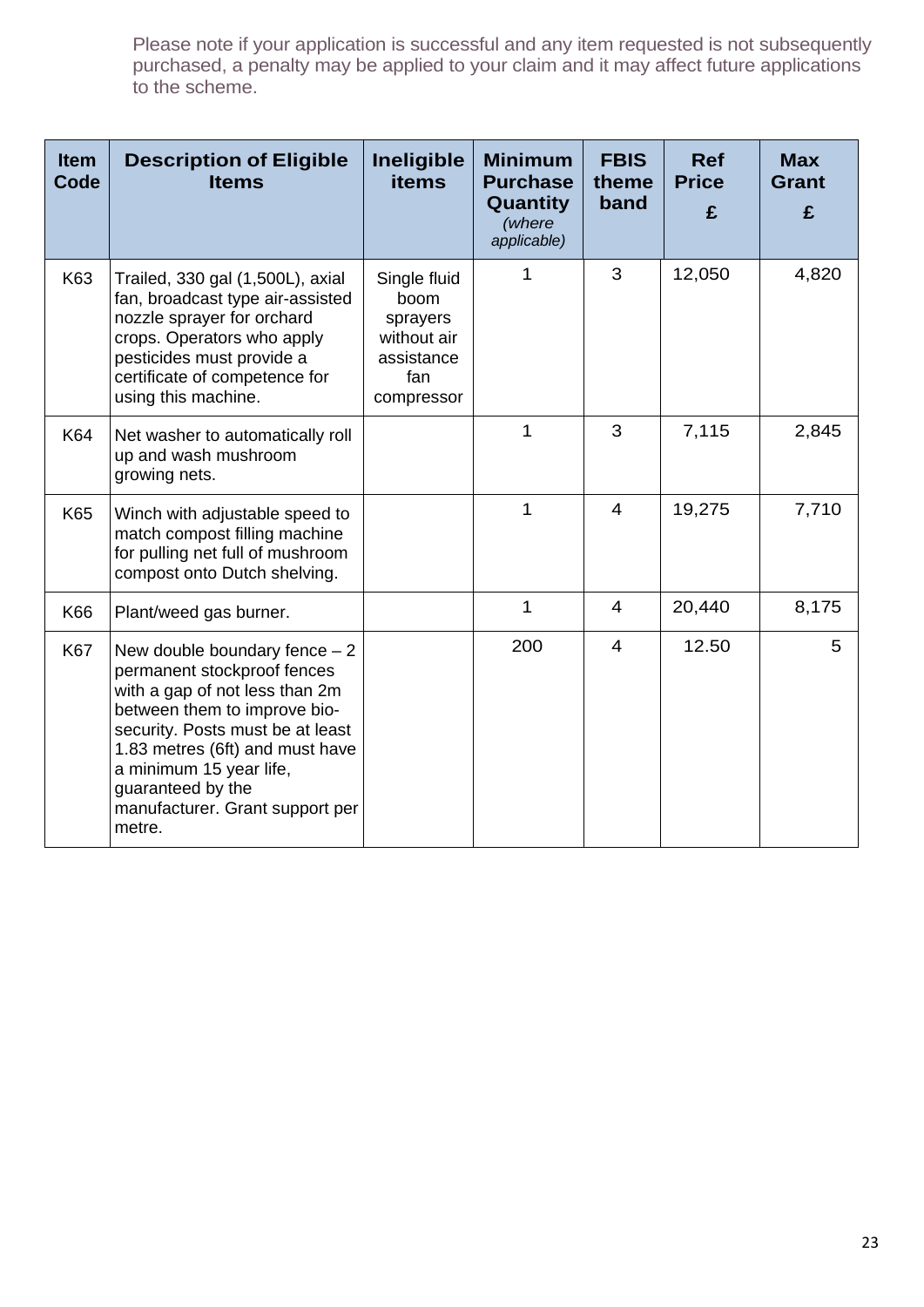Please note if your application is successful and any item requested is not subsequently purchased, a penalty may be applied to your claim and it may affect future applications to the scheme.

| Item Code | Description of Eligible Items | Ineligible items | Minimum Purchase Quantity *(where applicable)* | FBIS theme band | Ref Price £ | Max Grant £ |
|---|---|---|---|---|---|---|
| K63 | Trailed, 330 gal (1,500L), axial fan, broadcast type air-assisted nozzle sprayer for orchard crops. Operators who apply pesticides must provide a certificate of competence for using this machine. | Single fluid boom sprayers without air assistance fan compressor | 1 | 3 | 12,050 | 4,820 |
| K64 | Net washer to automatically roll up and wash mushroom growing nets. | | 1 | 3 | 7,115 | 2,845 |
| K65 | Winch with adjustable speed to match compost filling machine for pulling net full of mushroom compost onto Dutch shelving. | | 1 | 4 | 19,275 | 7,710 |
| K66 | Plant/weed gas burner. | | 1 | 4 | 20,440 | 8,175 |
| K67 | New double boundary fence – 2 permanent stockproof fences with a gap of not less than 2m between them to improve bio-security. Posts must be at least 1.83 metres (6ft) and must have a minimum 15 year life, guaranteed by the manufacturer. Grant support per metre. | | 200 | 4 | 12.50 | 5 |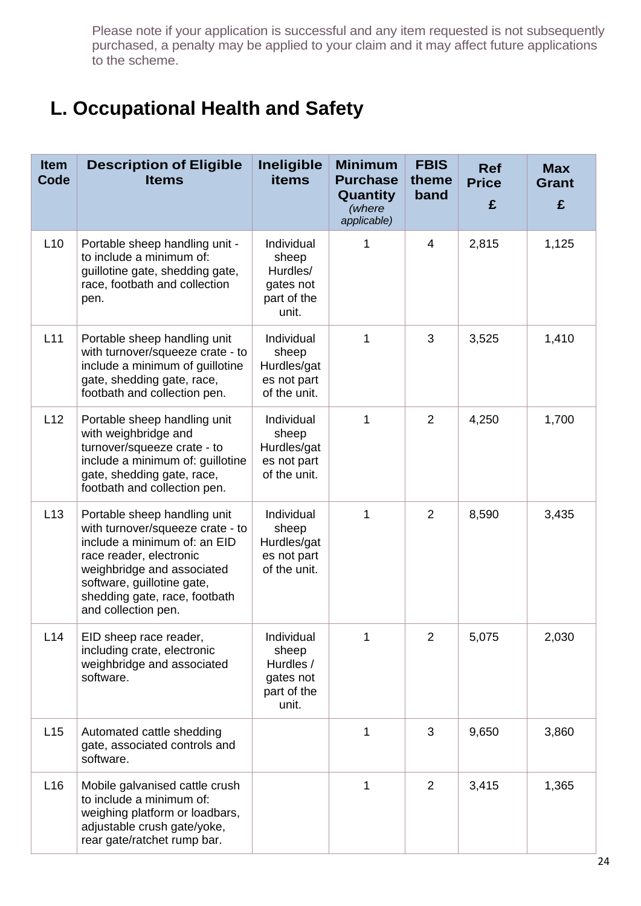Please note if your application is successful and any item requested is not subsequently purchased, a penalty may be applied to your claim and it may affect future applications to the scheme.

## L. Occupational Health and Safety

| Item Code | Description of Eligible Items | Ineligible items | Minimum Purchase Quantity *(where applicable)* | FBIS theme band | Ref Price £ | Max Grant £ |
|---|---|---|---|---|---|---|
| L10 | Portable sheep handling unit - to include a minimum of: guillotine gate, shedding gate, race, footbath and collection pen. | Individual sheep Hurdles/ gates not part of the unit. | 1 | 4 | 2,815 | 1,125 |
| L11 | Portable sheep handling unit with turnover/squeeze crate - to include a minimum of guillotine gate, shedding gate, race, footbath and collection pen. | Individual sheep Hurdles/gates not part of the unit. | 1 | 3 | 3,525 | 1,410 |
| L12 | Portable sheep handling unit with weighbridge and turnover/squeeze crate - to include a minimum of: guillotine gate, shedding gate, race, footbath and collection pen. | Individual sheep Hurdles/gates not part of the unit. | 1 | 2 | 4,250 | 1,700 |
| L13 | Portable sheep handling unit with turnover/squeeze crate - to include a minimum of: an EID race reader, electronic weighbridge and associated software, guillotine gate, shedding gate, race, footbath and collection pen. | Individual sheep Hurdles/gates not part of the unit. | 1 | 2 | 8,590 | 3,435 |
| L14 | EID sheep race reader, including crate, electronic weighbridge and associated software. | Individual sheep Hurdles / gates not part of the unit. | 1 | 2 | 5,075 | 2,030 |
| L15 | Automated cattle shedding gate, associated controls and software. | | 1 | 3 | 9,650 | 3,860 |
| L16 | Mobile galvanised cattle crush to include a minimum of: weighing platform or loadbars, adjustable crush gate/yoke, rear gate/ratchet rump bar. | | 1 | 2 | 3,415 | 1,365 |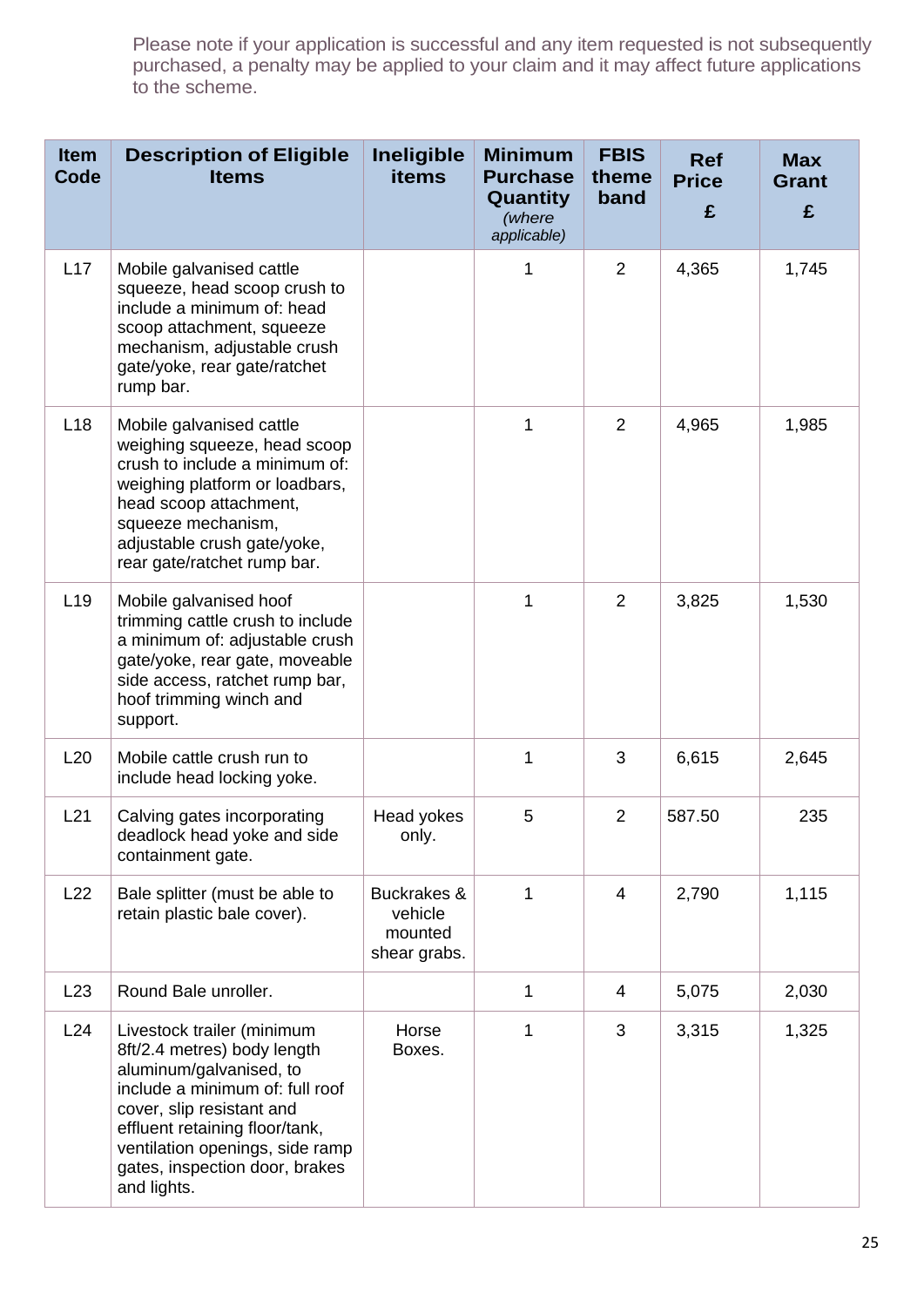Please note if your application is successful and any item requested is not subsequently purchased, a penalty may be applied to your claim and it may affect future applications to the scheme.

| Item Code | Description of Eligible Items | Ineligible items | Minimum Purchase Quantity *(where applicable)* | FBIS theme band | Ref Price £ | Max Grant £ |
|---|---|---|---|---|---|---|
| L17 | Mobile galvanised cattle squeeze, head scoop crush to include a minimum of: head scoop attachment, squeeze mechanism, adjustable crush gate/yoke, rear gate/ratchet rump bar. | | 1 | 2 | 4,365 | 1,745 |
| L18 | Mobile galvanised cattle weighing squeeze, head scoop crush to include a minimum of: weighing platform or loadbars, head scoop attachment, squeeze mechanism, adjustable crush gate/yoke, rear gate/ratchet rump bar. | | 1 | 2 | 4,965 | 1,985 |
| L19 | Mobile galvanised hoof trimming cattle crush to include a minimum of: adjustable crush gate/yoke, rear gate, moveable side access, ratchet rump bar, hoof trimming winch and support. | | 1 | 2 | 3,825 | 1,530 |
| L20 | Mobile cattle crush run to include head locking yoke. | | 1 | 3 | 6,615 | 2,645 |
| L21 | Calving gates incorporating deadlock head yoke and side containment gate. | Head yokes only. | 5 | 2 | 587.50 | 235 |
| L22 | Bale splitter (must be able to retain plastic bale cover). | Buckrakes & vehicle mounted shear grabs. | 1 | 4 | 2,790 | 1,115 |
| L23 | Round Bale unroller. | | 1 | 4 | 5,075 | 2,030 |
| L24 | Livestock trailer (minimum 8ft/2.4 metres) body length aluminum/galvanised, to include a minimum of: full roof cover, slip resistant and effluent retaining floor/tank, ventilation openings, side ramp gates, inspection door, brakes and lights. | Horse Boxes. | 1 | 3 | 3,315 | 1,325 |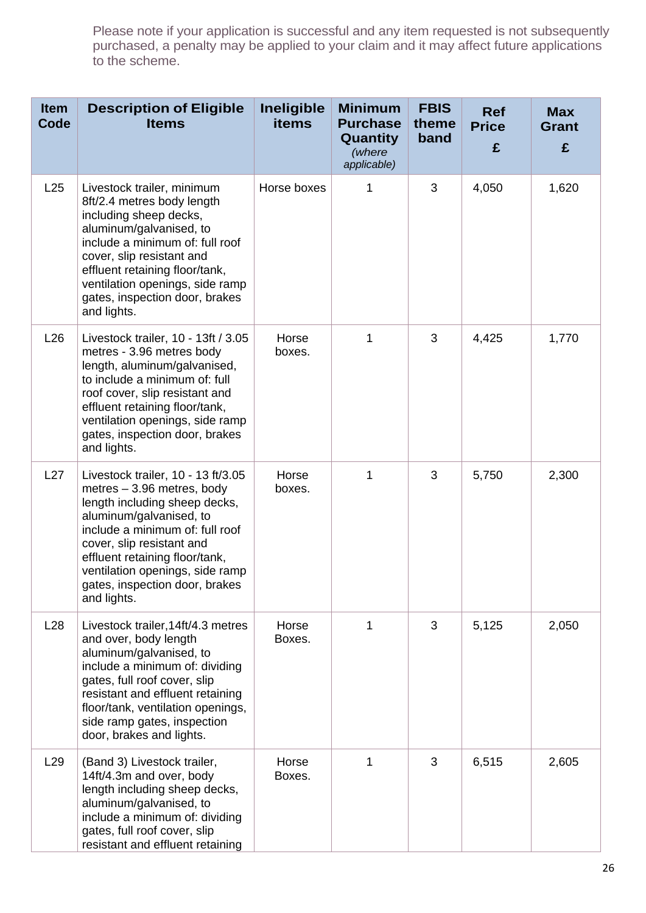Please note if your application is successful and any item requested is not subsequently purchased, a penalty may be applied to your claim and it may affect future applications to the scheme.

| Item Code | Description of Eligible Items | Ineligible items | Minimum Purchase Quantity *(where applicable)* | FBIS theme band | Ref Price £ | Max Grant £ |
|---|---|---|---|---|---|---|
| L25 | Livestock trailer, minimum 8ft/2.4 metres body length including sheep decks, aluminum/galvanised, to include a minimum of: full roof cover, slip resistant and effluent retaining floor/tank, ventilation openings, side ramp gates, inspection door, brakes and lights. | Horse boxes | 1 | 3 | 4,050 | 1,620 |
| L26 | Livestock trailer, 10 - 13ft / 3.05 metres - 3.96 metres body length, aluminum/galvanised, to include a minimum of: full roof cover, slip resistant and effluent retaining floor/tank, ventilation openings, side ramp gates, inspection door, brakes and lights. | Horse boxes. | 1 | 3 | 4,425 | 1,770 |
| L27 | Livestock trailer, 10 - 13 ft/3.05 metres – 3.96 metres, body length including sheep decks, aluminum/galvanised, to include a minimum of: full roof cover, slip resistant and effluent retaining floor/tank, ventilation openings, side ramp gates, inspection door, brakes and lights. | Horse boxes. | 1 | 3 | 5,750 | 2,300 |
| L28 | Livestock trailer,14ft/4.3 metres and over, body length aluminum/galvanised, to include a minimum of: dividing gates, full roof cover, slip resistant and effluent retaining floor/tank, ventilation openings, side ramp gates, inspection door, brakes and lights. | Horse Boxes. | 1 | 3 | 5,125 | 2,050 |
| L29 | (Band 3) Livestock trailer, 14ft/4.3m and over, body length including sheep decks, aluminum/galvanised, to include a minimum of: dividing gates, full roof cover, slip resistant and effluent retaining | Horse Boxes. | 1 | 3 | 6,515 | 2,605 |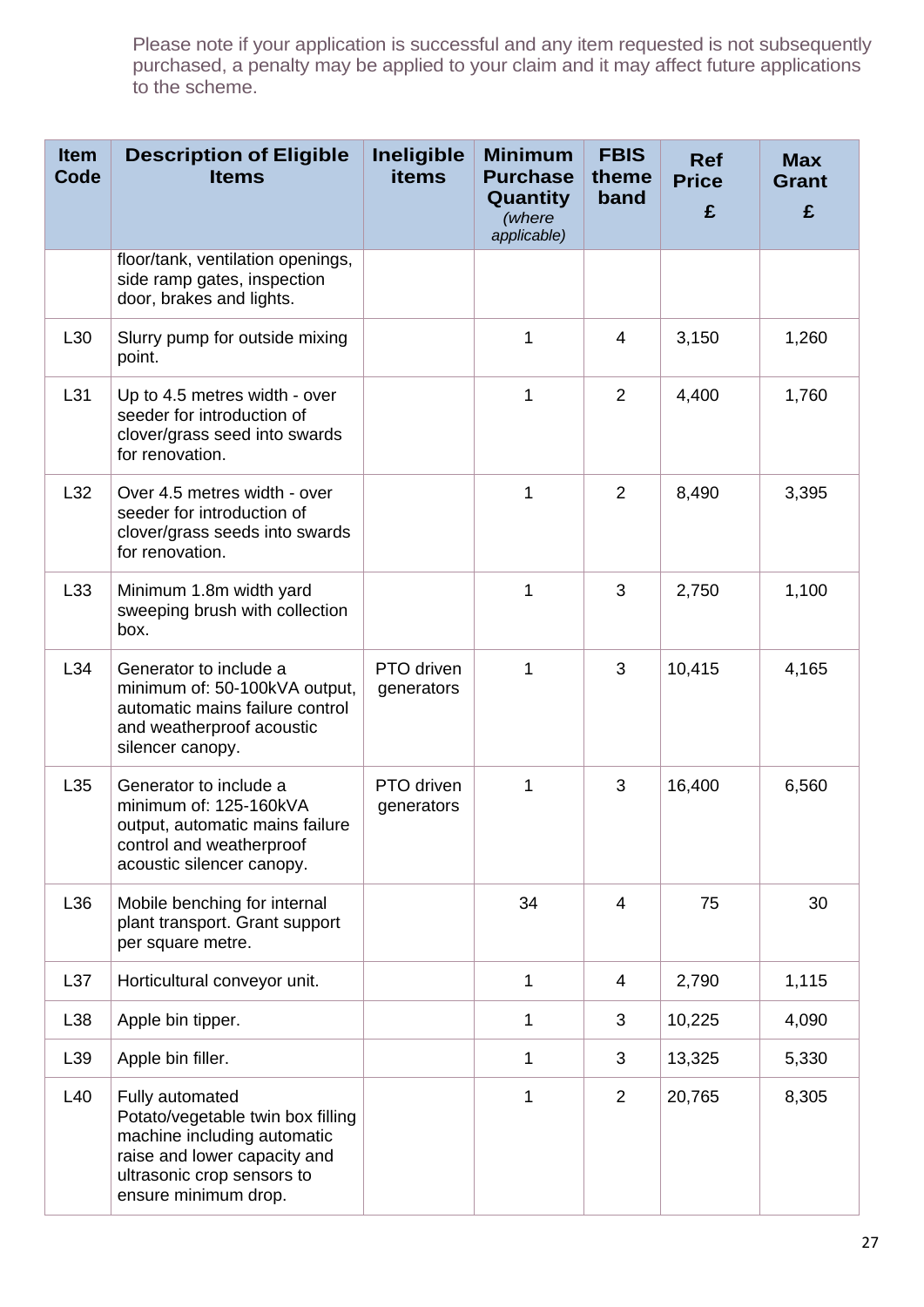Please note if your application is successful and any item requested is not subsequently purchased, a penalty may be applied to your claim and it may affect future applications to the scheme.

| Item Code | Description of Eligible Items | Ineligible items | Minimum Purchase Quantity *(where applicable)* | FBIS theme band | Ref Price £ | Max Grant £ |
|---|---|---|---|---|---|---|
| | floor/tank, ventilation openings, side ramp gates, inspection door, brakes and lights. | | | | | |
| L30 | Slurry pump for outside mixing point. | | 1 | 4 | 3,150 | 1,260 |
| L31 | Up to 4.5 metres width - over seeder for introduction of clover/grass seed into swards for renovation. | | 1 | 2 | 4,400 | 1,760 |
| L32 | Over 4.5 metres width - over seeder for introduction of clover/grass seeds into swards for renovation. | | 1 | 2 | 8,490 | 3,395 |
| L33 | Minimum 1.8m width yard sweeping brush with collection box. | | 1 | 3 | 2,750 | 1,100 |
| L34 | Generator to include a minimum of: 50-100kVA output, automatic mains failure control and weatherproof acoustic silencer canopy. | PTO driven generators | 1 | 3 | 10,415 | 4,165 |
| L35 | Generator to include a minimum of: 125-160kVA output, automatic mains failure control and weatherproof acoustic silencer canopy. | PTO driven generators | 1 | 3 | 16,400 | 6,560 |
| L36 | Mobile benching for internal plant transport. Grant support per square metre. | | 34 | 4 | 75 | 30 |
| L37 | Horticultural conveyor unit. | | 1 | 4 | 2,790 | 1,115 |
| L38 | Apple bin tipper. | | 1 | 3 | 10,225 | 4,090 |
| L39 | Apple bin filler. | | 1 | 3 | 13,325 | 5,330 |
| L40 | Fully automated Potato/vegetable twin box filling machine including automatic raise and lower capacity and ultrasonic crop sensors to ensure minimum drop. | | 1 | 2 | 20,765 | 8,305 |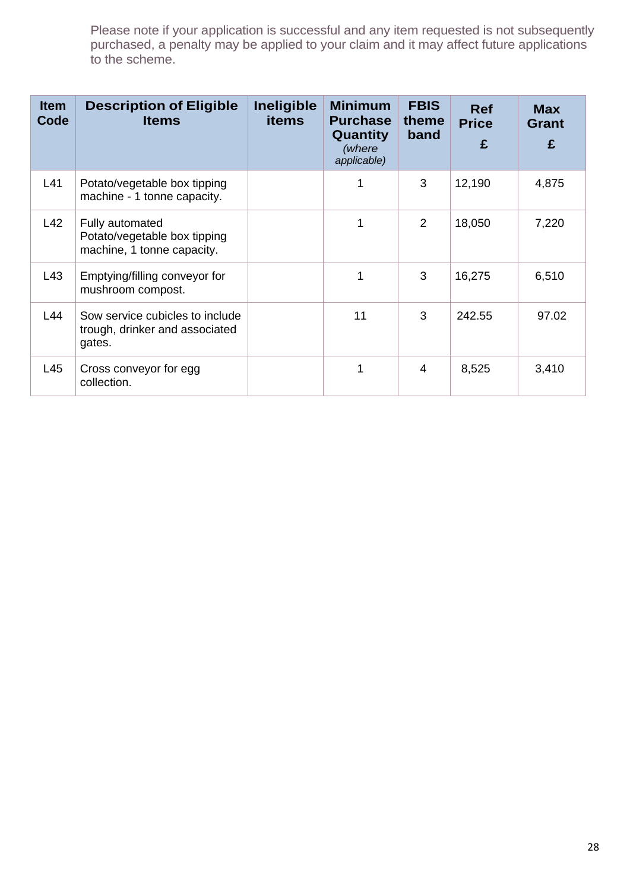Please note if your application is successful and any item requested is not subsequently purchased, a penalty may be applied to your claim and it may affect future applications to the scheme.

| Item Code | Description of Eligible Items | Ineligible items | Minimum Purchase Quantity *(where applicable)* | FBIS theme band | Ref Price £ | Max Grant £ |
|---|---|---|---|---|---|---|
| L41 | Potato/vegetable box tipping machine - 1 tonne capacity. | | 1 | 3 | 12,190 | 4,875 |
| L42 | Fully automated Potato/vegetable box tipping machine, 1 tonne capacity. | | 1 | 2 | 18,050 | 7,220 |
| L43 | Emptying/filling conveyor for mushroom compost. | | 1 | 3 | 16,275 | 6,510 |
| L44 | Sow service cubicles to include trough, drinker and associated gates. | | 11 | 3 | 242.55 | 97.02 |
| L45 | Cross conveyor for egg collection. | | 1 | 4 | 8,525 | 3,410 |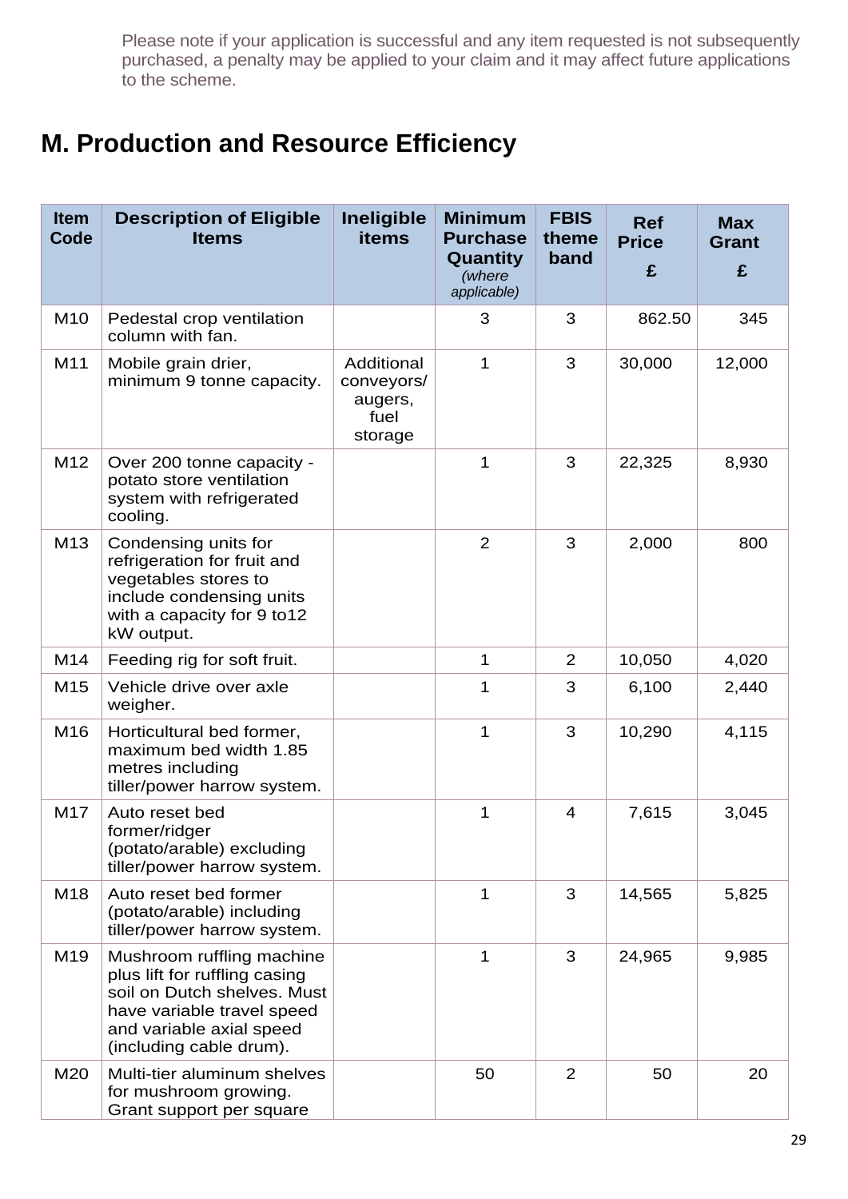Please note if your application is successful and any item requested is not subsequently purchased, a penalty may be applied to your claim and it may affect future applications to the scheme.

# M. Production and Resource Efficiency

| Item Code | Description of Eligible Items | Ineligible items | Minimum Purchase Quantity *(where applicable)* | FBIS theme band | Ref Price £ | Max Grant £ |
|---|---|---|---|---|---|---|
| M10 | Pedestal crop ventilation column with fan. | | 3 | 3 | 862.50 | 345 |
| M11 | Mobile grain drier, minimum 9 tonne capacity. | Additional conveyors/ augers, fuel storage | 1 | 3 | 30,000 | 12,000 |
| M12 | Over 200 tonne capacity - potato store ventilation system with refrigerated cooling. | | 1 | 3 | 22,325 | 8,930 |
| M13 | Condensing units for refrigeration for fruit and vegetables stores to include condensing units with a capacity for 9 to12 kW output. | | 2 | 3 | 2,000 | 800 |
| M14 | Feeding rig for soft fruit. | | 1 | 2 | 10,050 | 4,020 |
| M15 | Vehicle drive over axle weigher. | | 1 | 3 | 6,100 | 2,440 |
| M16 | Horticultural bed former, maximum bed width 1.85 metres including tiller/power harrow system. | | 1 | 3 | 10,290 | 4,115 |
| M17 | Auto reset bed former/ridger (potato/arable) excluding tiller/power harrow system. | | 1 | 4 | 7,615 | 3,045 |
| M18 | Auto reset bed former (potato/arable) including tiller/power harrow system. | | 1 | 3 | 14,565 | 5,825 |
| M19 | Mushroom ruffling machine plus lift for ruffling casing soil on Dutch shelves. Must have variable travel speed and variable axial speed (including cable drum). | | 1 | 3 | 24,965 | 9,985 |
| M20 | Multi-tier aluminum shelves for mushroom growing. Grant support per square | | 50 | 2 | 50 | 20 |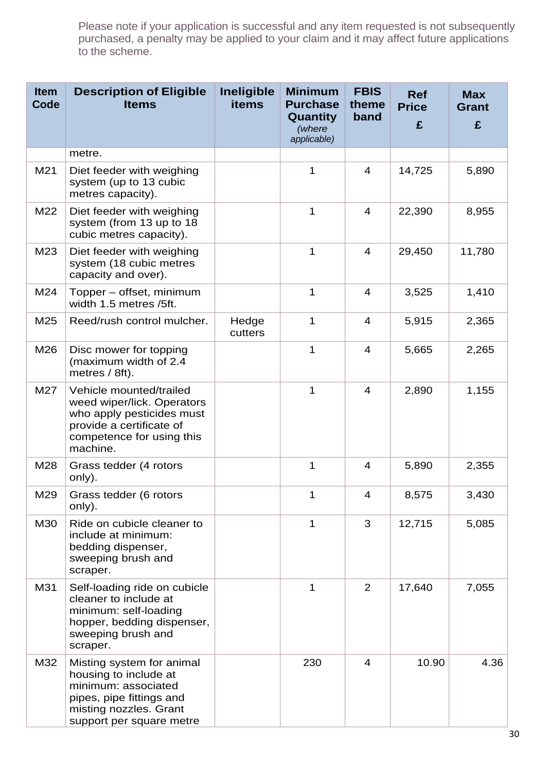Please note if your application is successful and any item requested is not subsequently purchased, a penalty may be applied to your claim and it may affect future applications to the scheme.

| Item Code | Description of Eligible Items | Ineligible items | Minimum Purchase Quantity *(where applicable)* | FBIS theme band | Ref Price £ | Max Grant £ |
|---|---|---|---|---|---|---|
| | metre. | | | | | |
| M21 | Diet feeder with weighing system (up to 13 cubic metres capacity). | | 1 | 4 | 14,725 | 5,890 |
| M22 | Diet feeder with weighing system (from 13 up to 18 cubic metres capacity). | | 1 | 4 | 22,390 | 8,955 |
| M23 | Diet feeder with weighing system (18 cubic metres capacity and over). | | 1 | 4 | 29,450 | 11,780 |
| M24 | Topper – offset, minimum width 1.5 metres /5ft. | | 1 | 4 | 3,525 | 1,410 |
| M25 | Reed/rush control mulcher. | Hedge cutters | 1 | 4 | 5,915 | 2,365 |
| M26 | Disc mower for topping (maximum width of 2.4 metres / 8ft). | | 1 | 4 | 5,665 | 2,265 |
| M27 | Vehicle mounted/trailed weed wiper/lick. Operators who apply pesticides must provide a certificate of competence for using this machine. | | 1 | 4 | 2,890 | 1,155 |
| M28 | Grass tedder (4 rotors only). | | 1 | 4 | 5,890 | 2,355 |
| M29 | Grass tedder (6 rotors only). | | 1 | 4 | 8,575 | 3,430 |
| M30 | Ride on cubicle cleaner to include at minimum: bedding dispenser, sweeping brush and scraper. | | 1 | 3 | 12,715 | 5,085 |
| M31 | Self-loading ride on cubicle cleaner to include at minimum: self-loading hopper, bedding dispenser, sweeping brush and scraper. | | 1 | 2 | 17,640 | 7,055 |
| M32 | Misting system for animal housing to include at minimum: associated pipes, pipe fittings and misting nozzles. Grant support per square metre | | 230 | 4 | 10.90 | 4.36 |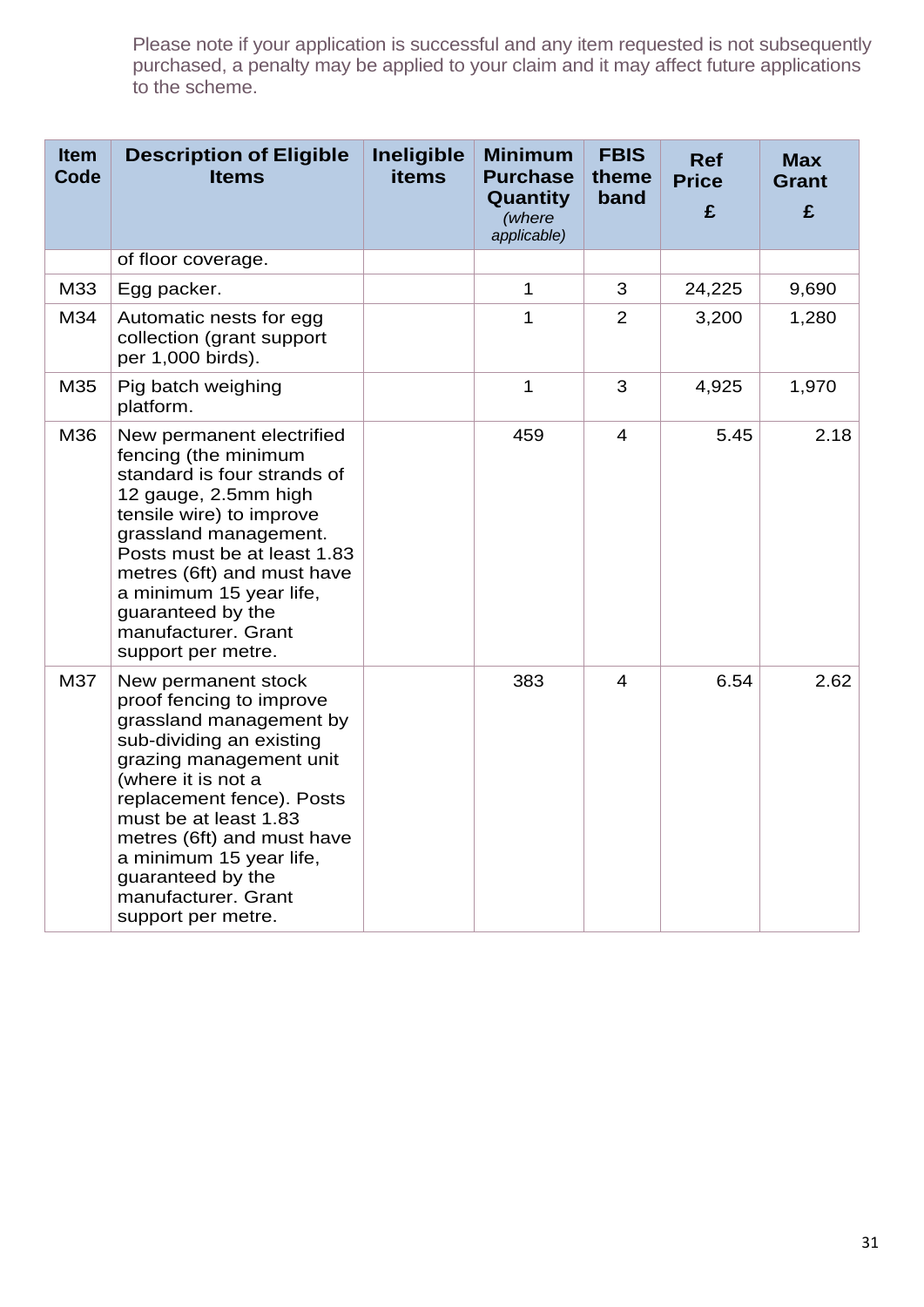Please note if your application is successful and any item requested is not subsequently purchased, a penalty may be applied to your claim and it may affect future applications to the scheme.

| Item Code | Description of Eligible Items | Ineligible items | Minimum Purchase Quantity *(where applicable)* | FBIS theme band | Ref Price £ | Max Grant £ |
|---|---|---|---|---|---|---|
| | of floor coverage. | | | | | |
| M33 | Egg packer. | | 1 | 3 | 24,225 | 9,690 |
| M34 | Automatic nests for egg collection (grant support per 1,000 birds). | | 1 | 2 | 3,200 | 1,280 |
| M35 | Pig batch weighing platform. | | 1 | 3 | 4,925 | 1,970 |
| M36 | New permanent electrified fencing (the minimum standard is four strands of 12 gauge, 2.5mm high tensile wire) to improve grassland management. Posts must be at least 1.83 metres (6ft) and must have a minimum 15 year life, guaranteed by the manufacturer. Grant support per metre. | | 459 | 4 | 5.45 | 2.18 |
| M37 | New permanent stock proof fencing to improve grassland management by sub-dividing an existing grazing management unit (where it is not a replacement fence). Posts must be at least 1.83 metres (6ft) and must have a minimum 15 year life, guaranteed by the manufacturer. Grant support per metre. | | 383 | 4 | 6.54 | 2.62 |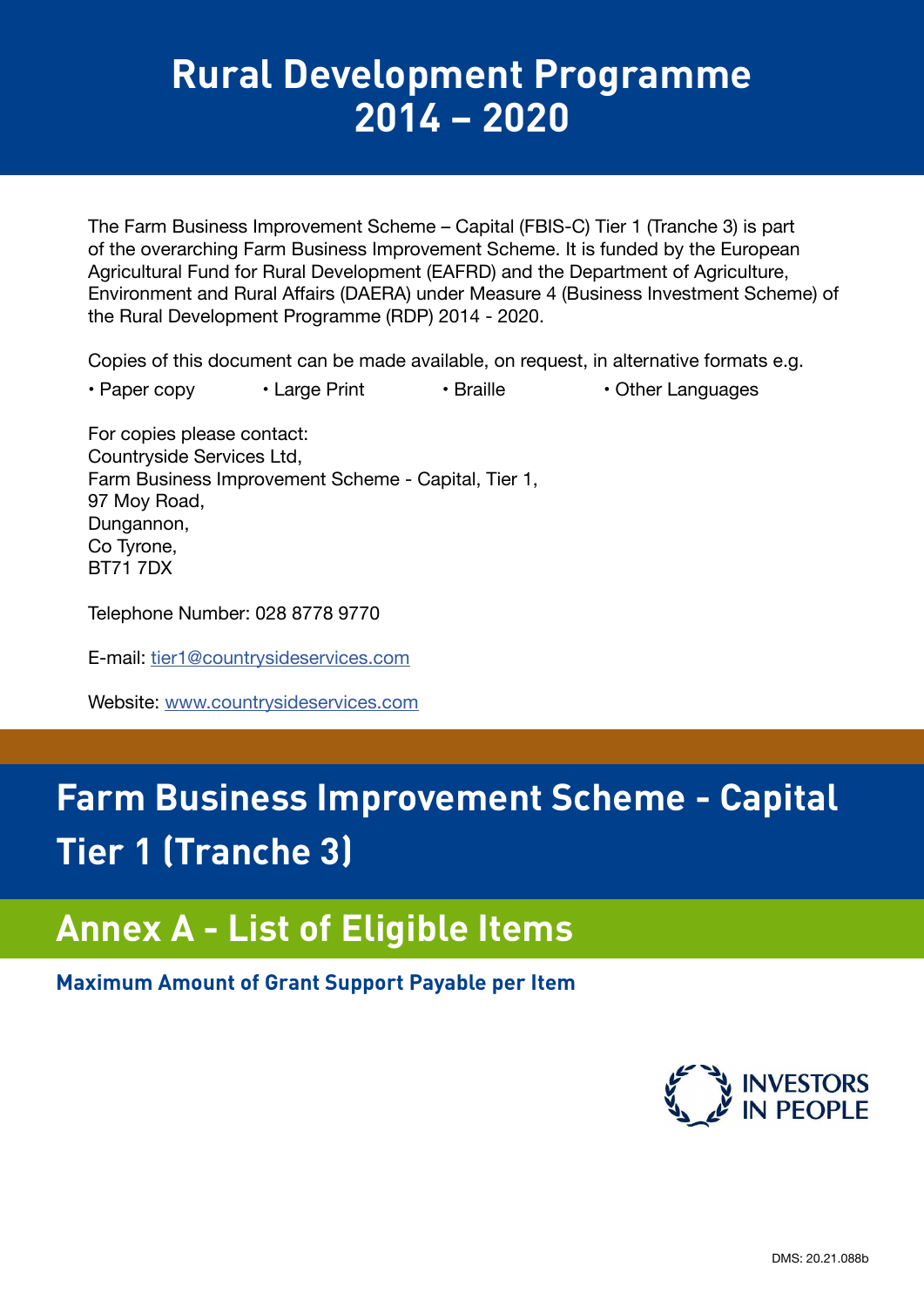# Rural Development Programme 2014 – 2020

The Farm Business Improvement Scheme – Capital (FBIS-C) Tier 1 (Tranche 3) is part of the overarching Farm Business Improvement Scheme. It is funded by the European Agricultural Fund for Rural Development (EAFRD) and the Department of Agriculture, Environment and Rural Affairs (DAERA) under Measure 4 (Business Investment Scheme) of the Rural Development Programme (RDP) 2014 - 2020.

Copies of this document can be made available, on request, in alternative formats e.g.

- Paper copy
- Large Print
- Braille
- Other Languages

For copies please contact:
Countryside Services Ltd,
Farm Business Improvement Scheme - Capital, Tier 1,
97 Moy Road,
Dungannon,
Co Tyrone,
BT71 7DX

Telephone Number: 028 8778 9770

E-mail: tier1@countrysideservices.com

Website: www.countrysideservices.com

# Farm Business Improvement Scheme - Capital Tier 1 (Tranche 3)

## Annex A - List of Eligible Items

### Maximum Amount of Grant Support Payable per Item

INVESTORS IN PEOPLE

DMS: 20.21.088b